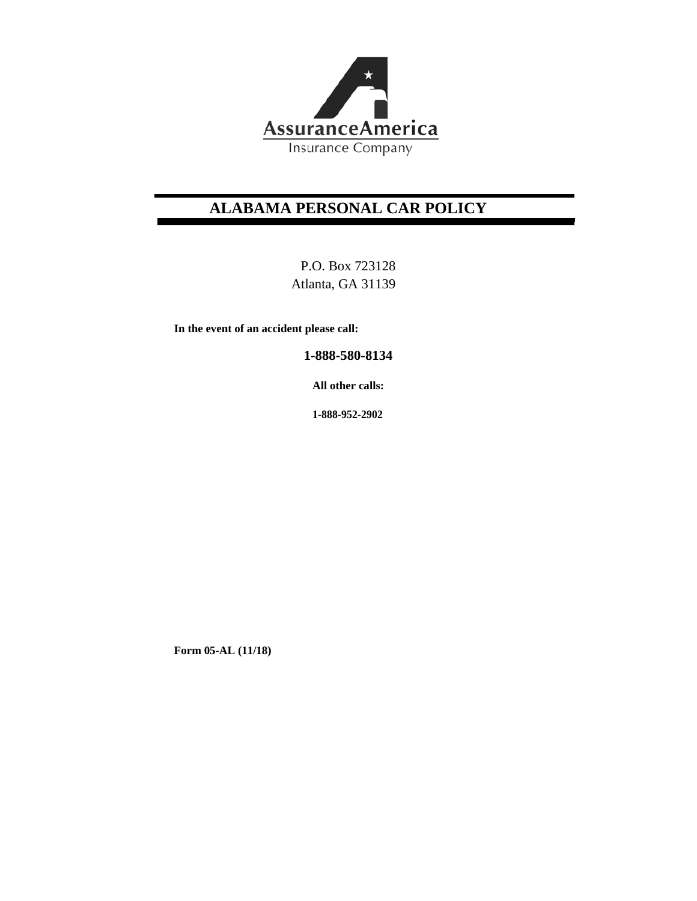AssuranceAmerica
Insurance Company

# ALABAMA PERSONAL CAR POLICY

P.O. Box 723128
Atlanta, GA 31139

**In the event of an accident please call:**

**1-888-580-8134**

**All other calls:**

**1-888-952-2902**

**Form 05-AL (11/18)**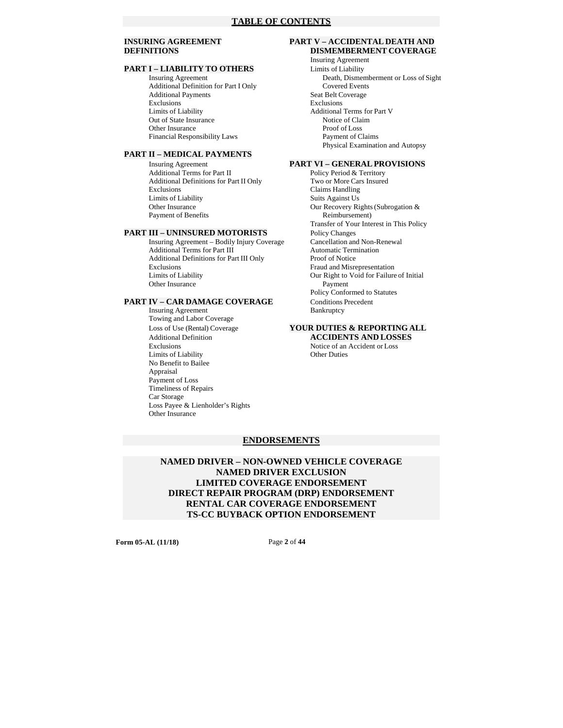# TABLE OF CONTENTS

**INSURING AGREEMENT**
**DEFINITIONS**

**PART I – LIABILITY TO OTHERS**
- Insuring Agreement
- Additional Definition for Part I Only
- Additional Payments
- Exclusions
- Limits of Liability
- Out of State Insurance
- Other Insurance
- Financial Responsibility Laws

**PART II – MEDICAL PAYMENTS**
- Insuring Agreement
- Additional Terms for Part II
- Additional Definitions for Part II Only
- Exclusions
- Limits of Liability
- Other Insurance
- Payment of Benefits

**PART III – UNINSURED MOTORISTS**
- Insuring Agreement – Bodily Injury Coverage
- Additional Terms for Part III
- Additional Definitions for Part III Only
- Exclusions
- Limits of Liability
- Other Insurance

**PART IV – CAR DAMAGE COVERAGE**
- Insuring Agreement
- Towing and Labor Coverage
- Loss of Use (Rental) Coverage
- Additional Definition
- Exclusions
- Limits of Liability
- No Benefit to Bailee
- Appraisal
- Payment of Loss
- Timeliness of Repairs
- Car Storage
- Loss Payee & Lienholder's Rights
- Other Insurance

**PART V – ACCIDENTAL DEATH AND DISMEMBERMENT COVERAGE**
- Insuring Agreement
- Limits of Liability
  - Death, Dismemberment or Loss of Sight
  - Covered Events
- Seat Belt Coverage
- Exclusions
- Additional Terms for Part V
  - Notice of Claim
  - Proof of Loss
  - Payment of Claims
  - Physical Examination and Autopsy

**PART VI – GENERAL PROVISIONS**
- Policy Period & Territory
- Two or More Cars Insured
- Claims Handling
- Suits Against Us
- Our Recovery Rights (Subrogation & Reimbursement)
- Transfer of Your Interest in This Policy
- Policy Changes
- Cancellation and Non-Renewal
- Automatic Termination
- Proof of Notice
- Fraud and Misrepresentation
- Our Right to Void for Failure of Initial Payment
- Policy Conformed to Statutes
- Conditions Precedent
- Bankruptcy

**YOUR DUTIES & REPORTING ALL ACCIDENTS AND LOSSES**
- Notice of an Accident or Loss
- Other Duties

# ENDORSEMENTS

**NAMED DRIVER – NON-OWNED VEHICLE COVERAGE**
**NAMED DRIVER EXCLUSION**
**LIMITED COVERAGE ENDORSEMENT**
**DIRECT REPAIR PROGRAM (DRP) ENDORSEMENT**
**RENTAL CAR COVERAGE ENDORSEMENT**
**TS-CC BUYBACK OPTION ENDORSEMENT**

**Form 05-AL (11/18)**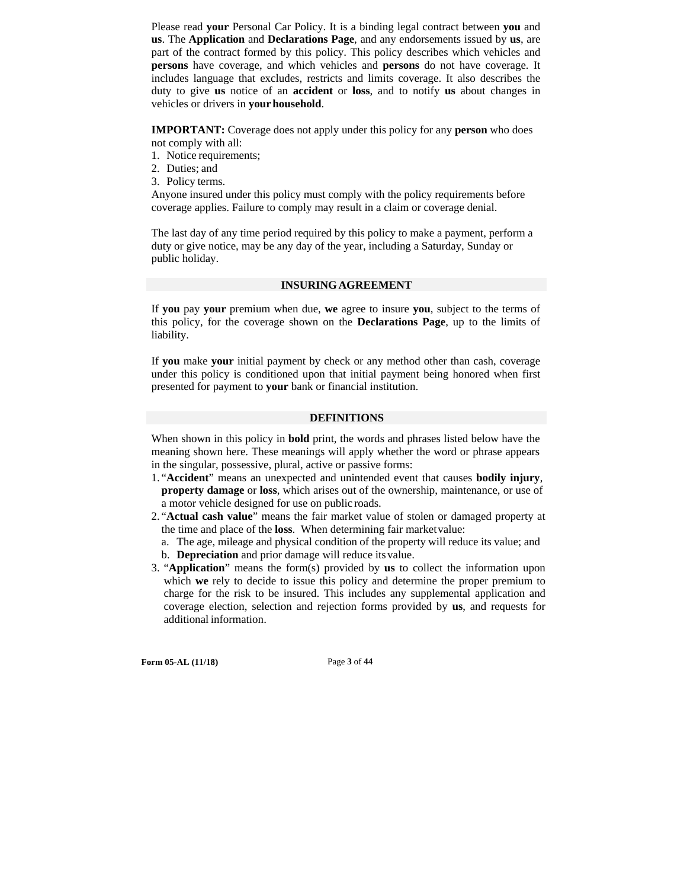Please read **your** Personal Car Policy. It is a binding legal contract between **you** and **us**. The **Application** and **Declarations Page**, and any endorsements issued by **us**, are part of the contract formed by this policy. This policy describes which vehicles and **persons** have coverage, and which vehicles and **persons** do not have coverage. It includes language that excludes, restricts and limits coverage. It also describes the duty to give **us** notice of an **accident** or **loss**, and to notify **us** about changes in vehicles or drivers in **your household**.

**IMPORTANT:** Coverage does not apply under this policy for any **person** who does not comply with all:

1. Notice requirements;
2. Duties; and
3. Policy terms.

Anyone insured under this policy must comply with the policy requirements before coverage applies. Failure to comply may result in a claim or coverage denial.

The last day of any time period required by this policy to make a payment, perform a duty or give notice, may be any day of the year, including a Saturday, Sunday or public holiday.

## INSURING AGREEMENT

If **you** pay **your** premium when due, **we** agree to insure **you**, subject to the terms of this policy, for the coverage shown on the **Declarations Page**, up to the limits of liability.

If **you** make **your** initial payment by check or any method other than cash, coverage under this policy is conditioned upon that initial payment being honored when first presented for payment to **your** bank or financial institution.

## DEFINITIONS

When shown in this policy in **bold** print, the words and phrases listed below have the meaning shown here. These meanings will apply whether the word or phrase appears in the singular, possessive, plural, active or passive forms:

1. "**Accident**" means an unexpected and unintended event that causes **bodily injury**, **property damage** or **loss**, which arises out of the ownership, maintenance, or use of a motor vehicle designed for use on public roads.
2. "**Actual cash value**" means the fair market value of stolen or damaged property at the time and place of the **loss**. When determining fair market value:
   a. The age, mileage and physical condition of the property will reduce its value; and
   b. **Depreciation** and prior damage will reduce its value.
3. "**Application**" means the form(s) provided by **us** to collect the information upon which **we** rely to decide to issue this policy and determine the proper premium to charge for the risk to be insured. This includes any supplemental application and coverage election, selection and rejection forms provided by **us**, and requests for additional information.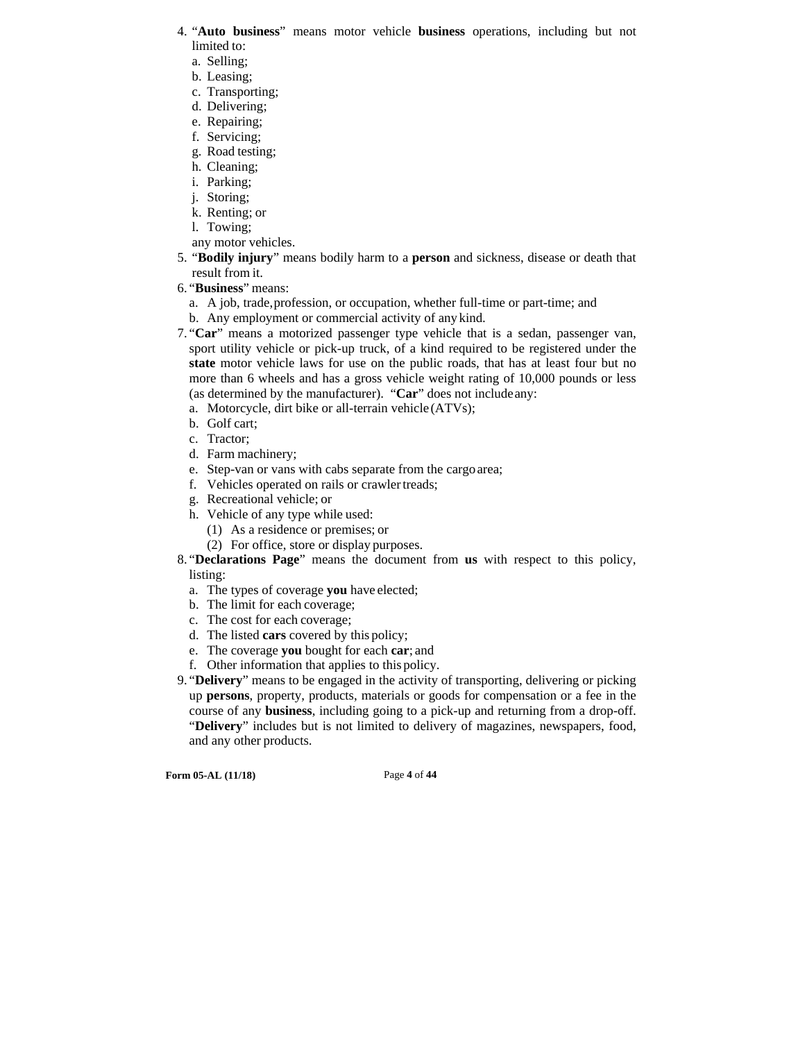4. "**Auto business**" means motor vehicle **business** operations, including but not limited to:
   a. Selling;
   b. Leasing;
   c. Transporting;
   d. Delivering;
   e. Repairing;
   f. Servicing;
   g. Road testing;
   h. Cleaning;
   i. Parking;
   j. Storing;
   k. Renting; or
   l. Towing;

   any motor vehicles.
5. "**Bodily injury**" means bodily harm to a **person** and sickness, disease or death that result from it.
6. "**Business**" means:
   a. A job, trade, profession, or occupation, whether full-time or part-time; and
   b. Any employment or commercial activity of any kind.
7. "**Car**" means a motorized passenger type vehicle that is a sedan, passenger van, sport utility vehicle or pick-up truck, of a kind required to be registered under the **state** motor vehicle laws for use on the public roads, that has at least four but no more than 6 wheels and has a gross vehicle weight rating of 10,000 pounds or less (as determined by the manufacturer). "**Car**" does not include any:
   a. Motorcycle, dirt bike or all-terrain vehicle (ATVs);
   b. Golf cart;
   c. Tractor;
   d. Farm machinery;
   e. Step-van or vans with cabs separate from the cargo area;
   f. Vehicles operated on rails or crawler treads;
   g. Recreational vehicle; or
   h. Vehicle of any type while used:
      (1) As a residence or premises; or
      (2) For office, store or display purposes.
8. "**Declarations Page**" means the document from **us** with respect to this policy, listing:
   a. The types of coverage **you** have elected;
   b. The limit for each coverage;
   c. The cost for each coverage;
   d. The listed **cars** covered by this policy;
   e. The coverage **you** bought for each **car**; and
   f. Other information that applies to this policy.
9. "**Delivery**" means to be engaged in the activity of transporting, delivering or picking up **persons**, property, products, materials or goods for compensation or a fee in the course of any **business**, including going to a pick-up and returning from a drop-off. "**Delivery**" includes but is not limited to delivery of magazines, newspapers, food, and any other products.

**Form 05-AL (11/18)**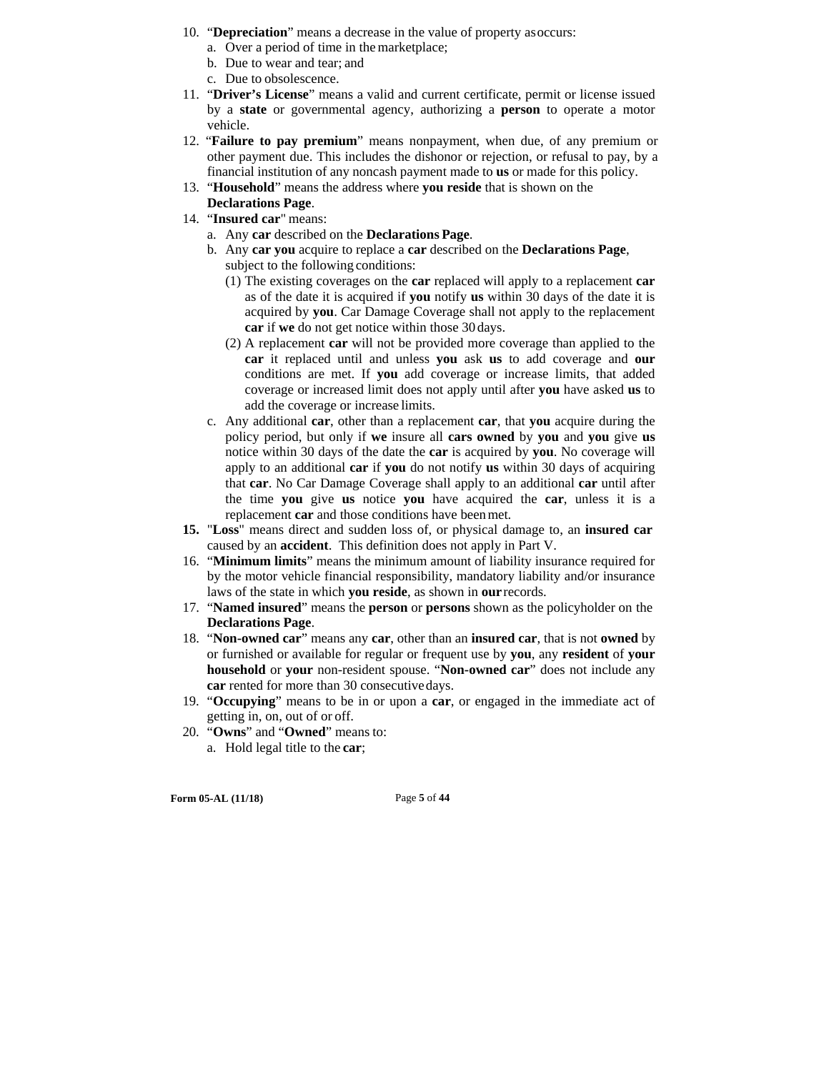10. "**Depreciation**" means a decrease in the value of property as occurs:
    a. Over a period of time in the marketplace;
    b. Due to wear and tear; and
    c. Due to obsolescence.
11. "**Driver's License**" means a valid and current certificate, permit or license issued by a **state** or governmental agency, authorizing a **person** to operate a motor vehicle.
12. "**Failure to pay premium**" means nonpayment, when due, of any premium or other payment due. This includes the dishonor or rejection, or refusal to pay, by a financial institution of any noncash payment made to **us** or made for this policy.
13. "**Household**" means the address where **you reside** that is shown on the **Declarations Page**.
14. "**Insured car**" means:
    a. Any **car** described on the **Declarations Page**.
    b. Any **car you** acquire to replace a **car** described on the **Declarations Page**, subject to the following conditions:
       (1) The existing coverages on the **car** replaced will apply to a replacement **car** as of the date it is acquired if **you** notify **us** within 30 days of the date it is acquired by **you**. Car Damage Coverage shall not apply to the replacement **car** if **we** do not get notice within those 30 days.
       (2) A replacement **car** will not be provided more coverage than applied to the **car** it replaced until and unless **you** ask **us** to add coverage and **our** conditions are met. If **you** add coverage or increase limits, that added coverage or increased limit does not apply until after **you** have asked **us** to add the coverage or increase limits.
    c. Any additional **car**, other than a replacement **car**, that **you** acquire during the policy period, but only if **we** insure all **cars owned** by **you** and **you** give **us** notice within 30 days of the date the **car** is acquired by **you**. No coverage will apply to an additional **car** if **you** do not notify **us** within 30 days of acquiring that **car**. No Car Damage Coverage shall apply to an additional **car** until after the time **you** give **us** notice **you** have acquired the **car**, unless it is a replacement **car** and those conditions have been met.
15. "**Loss**" means direct and sudden loss of, or physical damage to, an **insured car** caused by an **accident**. This definition does not apply in Part V.
16. "**Minimum limits**" means the minimum amount of liability insurance required for by the motor vehicle financial responsibility, mandatory liability and/or insurance laws of the state in which **you reside**, as shown in **our** records.
17. "**Named insured**" means the **person** or **persons** shown as the policyholder on the **Declarations Page**.
18. "**Non-owned car**" means any **car**, other than an **insured car**, that is not **owned** by or furnished or available for regular or frequent use by **you**, any **resident** of **your household** or **your** non-resident spouse. "**Non-owned car**" does not include any **car** rented for more than 30 consecutive days.
19. "**Occupying**" means to be in or upon a **car**, or engaged in the immediate act of getting in, on, out of or off.
20. "**Owns**" and "**Owned**" means to:
    a. Hold legal title to the **car**;

Form 05-AL (11/18)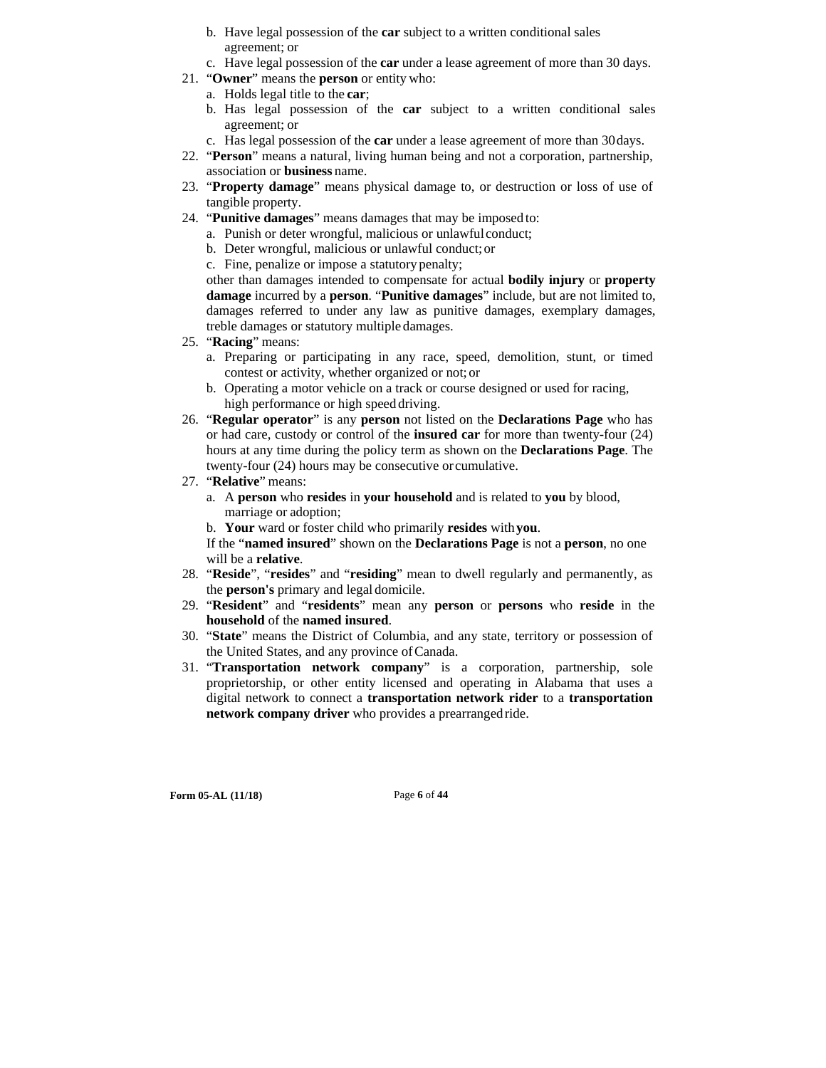b. Have legal possession of the **car** subject to a written conditional sales agreement; or
   c. Have legal possession of the **car** under a lease agreement of more than 30 days.

21. "**Owner**" means the **person** or entity who:
   a. Holds legal title to the **car**;
   b. Has legal possession of the **car** subject to a written conditional sales agreement; or
   c. Has legal possession of the **car** under a lease agreement of more than 30 days.
22. "**Person**" means a natural, living human being and not a corporation, partnership, association or **business** name.
23. "**Property damage**" means physical damage to, or destruction or loss of use of tangible property.
24. "**Punitive damages**" means damages that may be imposed to:
   a. Punish or deter wrongful, malicious or unlawful conduct;
   b. Deter wrongful, malicious or unlawful conduct; or
   c. Fine, penalize or impose a statutory penalty;

   other than damages intended to compensate for actual **bodily injury** or **property damage** incurred by a **person**. "**Punitive damages**" include, but are not limited to, damages referred to under any law as punitive damages, exemplary damages, treble damages or statutory multiple damages.
25. "**Racing**" means:
   a. Preparing or participating in any race, speed, demolition, stunt, or timed contest or activity, whether organized or not; or
   b. Operating a motor vehicle on a track or course designed or used for racing, high performance or high speed driving.
26. "**Regular operator**" is any **person** not listed on the **Declarations Page** who has or had care, custody or control of the **insured car** for more than twenty-four (24) hours at any time during the policy term as shown on the **Declarations Page**. The twenty-four (24) hours may be consecutive or cumulative.
27. "**Relative**" means:
   a. A **person** who **resides** in **your household** and is related to **you** by blood, marriage or adoption;
   b. **Your** ward or foster child who primarily **resides** with **you**.

   If the "**named insured**" shown on the **Declarations Page** is not a **person**, no one will be a **relative**.
28. "**Reside**", "**resides**" and "**residing**" mean to dwell regularly and permanently, as the **person's** primary and legal domicile.
29. "**Resident**" and "**residents**" mean any **person** or **persons** who **reside** in the **household** of the **named insured**.
30. "**State**" means the District of Columbia, and any state, territory or possession of the United States, and any province of Canada.
31. "**Transportation network company**" is a corporation, partnership, sole proprietorship, or other entity licensed and operating in Alabama that uses a digital network to connect a **transportation network rider** to a **transportation network company driver** who provides a prearranged ride.

**Form 05-AL (11/18)**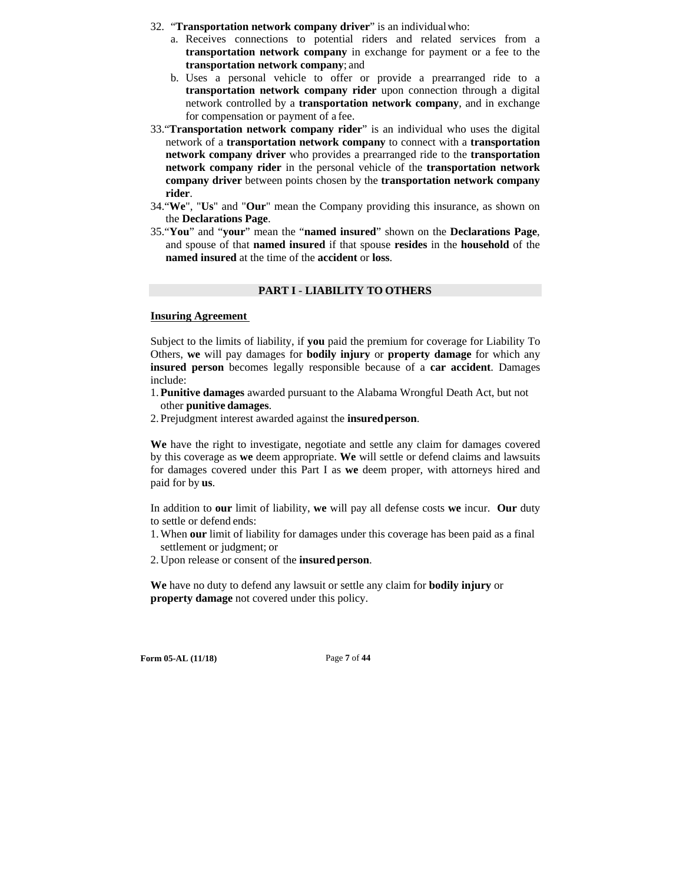32. "**Transportation network company driver**" is an individual who:
    a. Receives connections to potential riders and related services from a **transportation network company** in exchange for payment or a fee to the **transportation network company**; and
    b. Uses a personal vehicle to offer or provide a prearranged ride to a **transportation network company rider** upon connection through a digital network controlled by a **transportation network company**, and in exchange for compensation or payment of a fee.
33. "**Transportation network company rider**" is an individual who uses the digital network of a **transportation network company** to connect with a **transportation network company driver** who provides a prearranged ride to the **transportation network company rider** in the personal vehicle of the **transportation network company driver** between points chosen by the **transportation network company rider**.
34. "**We**", "**Us**" and "**Our**" mean the Company providing this insurance, as shown on the **Declarations Page**.
35. "**You**" and "**your**" mean the "**named insured**" shown on the **Declarations Page**, and spouse of that **named insured** if that spouse **resides** in the **household** of the **named insured** at the time of the **accident** or **loss**.

## PART I - LIABILITY TO OTHERS

**Insuring Agreement**

Subject to the limits of liability, if **you** paid the premium for coverage for Liability To Others, **we** will pay damages for **bodily injury** or **property damage** for which any **insured person** becomes legally responsible because of a **car accident**. Damages include:

1. **Punitive damages** awarded pursuant to the Alabama Wrongful Death Act, but not other **punitive damages**.
2. Prejudgment interest awarded against the **insured person**.

**We** have the right to investigate, negotiate and settle any claim for damages covered by this coverage as **we** deem appropriate. **We** will settle or defend claims and lawsuits for damages covered under this Part I as **we** deem proper, with attorneys hired and paid for by **us**.

In addition to **our** limit of liability, **we** will pay all defense costs **we** incur. **Our** duty to settle or defend ends:

1. When **our** limit of liability for damages under this coverage has been paid as a final settlement or judgment; or
2. Upon release or consent of the **insured person**.

**We** have no duty to defend any lawsuit or settle any claim for **bodily injury** or **property damage** not covered under this policy.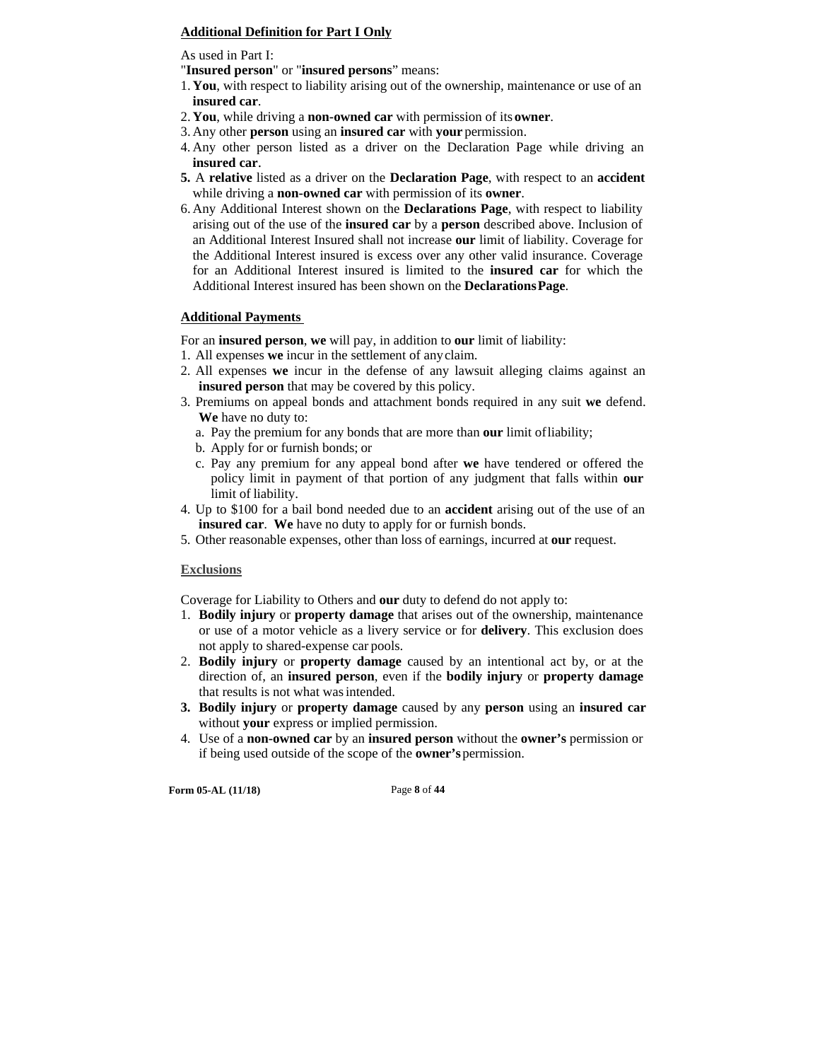**Additional Definition for Part I Only**

As used in Part I:

"**Insured person**" or "**insured persons**" means:

1. **You**, with respect to liability arising out of the ownership, maintenance or use of an **insured car**.
2. **You**, while driving a **non-owned car** with permission of its **owner**.
3. Any other **person** using an **insured car** with **your** permission.
4. Any other person listed as a driver on the Declaration Page while driving an **insured car**.
5. A **relative** listed as a driver on the **Declaration Page**, with respect to an **accident** while driving a **non-owned car** with permission of its **owner**.
6. Any Additional Interest shown on the **Declarations Page**, with respect to liability arising out of the use of the **insured car** by a **person** described above. Inclusion of an Additional Interest Insured shall not increase **our** limit of liability. Coverage for the Additional Interest insured is excess over any other valid insurance. Coverage for an Additional Interest insured is limited to the **insured car** for which the Additional Interest insured has been shown on the **Declarations Page**.

**Additional Payments**

For an **insured person**, **we** will pay, in addition to **our** limit of liability:

1. All expenses **we** incur in the settlement of any claim.
2. All expenses **we** incur in the defense of any lawsuit alleging claims against an **insured person** that may be covered by this policy.
3. Premiums on appeal bonds and attachment bonds required in any suit **we** defend. **We** have no duty to:
   a. Pay the premium for any bonds that are more than **our** limit of liability;
   b. Apply for or furnish bonds; or
   c. Pay any premium for any appeal bond after **we** have tendered or offered the policy limit in payment of that portion of any judgment that falls within **our** limit of liability.
4. Up to $100 for a bail bond needed due to an **accident** arising out of the use of an **insured car**. **We** have no duty to apply for or furnish bonds.
5. Other reasonable expenses, other than loss of earnings, incurred at **our** request.

**Exclusions**

Coverage for Liability to Others and **our** duty to defend do not apply to:

1. **Bodily injury** or **property damage** that arises out of the ownership, maintenance or use of a motor vehicle as a livery service or for **delivery**. This exclusion does not apply to shared-expense car pools.
2. **Bodily injury** or **property damage** caused by an intentional act by, or at the direction of, an **insured person**, even if the **bodily injury** or **property damage** that results is not what was intended.
3. **Bodily injury** or **property damage** caused by any **person** using an **insured car** without **your** express or implied permission.
4. Use of a **non-owned car** by an **insured person** without the **owner's** permission or if being used outside of the scope of the **owner's** permission.

Form 05-AL (11/18)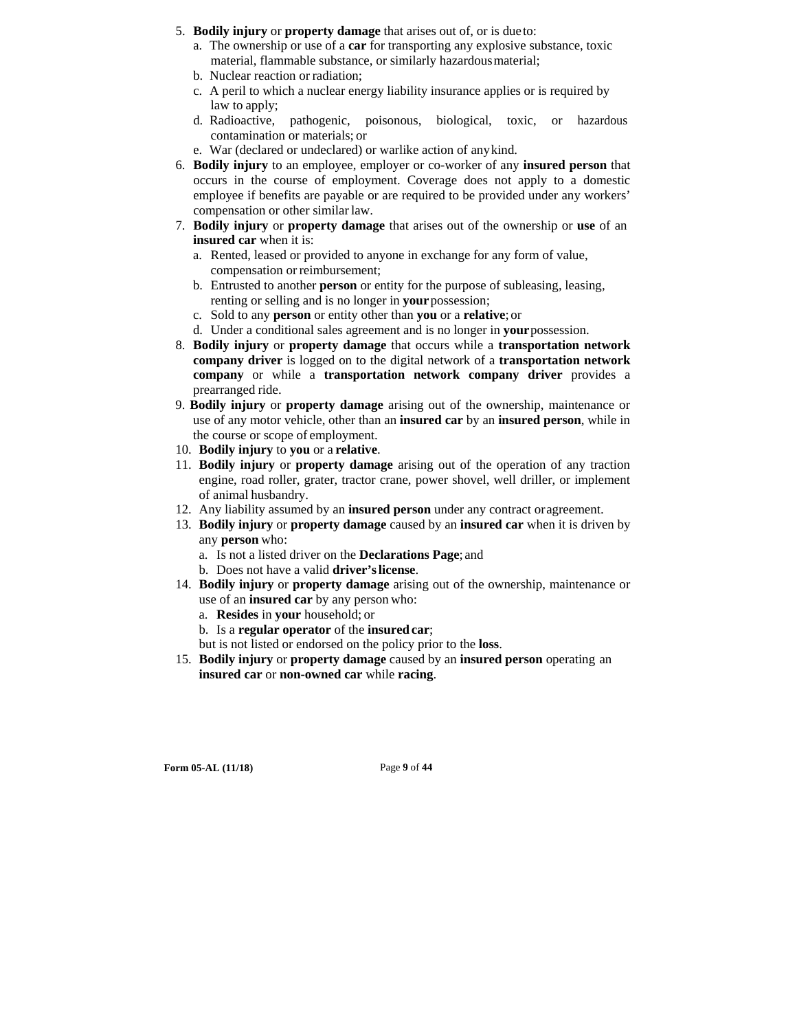5. **Bodily injury** or **property damage** that arises out of, or is due to:
   a. The ownership or use of a **car** for transporting any explosive substance, toxic material, flammable substance, or similarly hazardous material;
   b. Nuclear reaction or radiation;
   c. A peril to which a nuclear energy liability insurance applies or is required by law to apply;
   d. Radioactive, pathogenic, poisonous, biological, toxic, or hazardous contamination or materials; or
   e. War (declared or undeclared) or warlike action of any kind.
6. **Bodily injury** to an employee, employer or co-worker of any **insured person** that occurs in the course of employment. Coverage does not apply to a domestic employee if benefits are payable or are required to be provided under any workers' compensation or other similar law.
7. **Bodily injury** or **property damage** that arises out of the ownership or **use** of an **insured car** when it is:
   a. Rented, leased or provided to anyone in exchange for any form of value, compensation or reimbursement;
   b. Entrusted to another **person** or entity for the purpose of subleasing, leasing, renting or selling and is no longer in **your** possession;
   c. Sold to any **person** or entity other than **you** or a **relative**; or
   d. Under a conditional sales agreement and is no longer in **your** possession.
8. **Bodily injury** or **property damage** that occurs while a **transportation network company driver** is logged on to the digital network of a **transportation network company** or while a **transportation network company driver** provides a prearranged ride.
9. **Bodily injury** or **property damage** arising out of the ownership, maintenance or use of any motor vehicle, other than an **insured car** by an **insured person**, while in the course or scope of employment.
10. **Bodily injury** to **you** or a **relative**.
11. **Bodily injury** or **property damage** arising out of the operation of any traction engine, road roller, grater, tractor crane, power shovel, well driller, or implement of animal husbandry.
12. Any liability assumed by an **insured person** under any contract or agreement.
13. **Bodily injury** or **property damage** caused by an **insured car** when it is driven by any **person** who:
    a. Is not a listed driver on the **Declarations Page**; and
    b. Does not have a valid **driver's license**.
14. **Bodily injury** or **property damage** arising out of the ownership, maintenance or use of an **insured car** by any person who:
    a. **Resides** in **your** household; or
    b. Is a **regular operator** of the **insured car**;

    but is not listed or endorsed on the policy prior to the **loss**.
15. **Bodily injury** or **property damage** caused by an **insured person** operating an **insured car** or **non-owned car** while **racing**.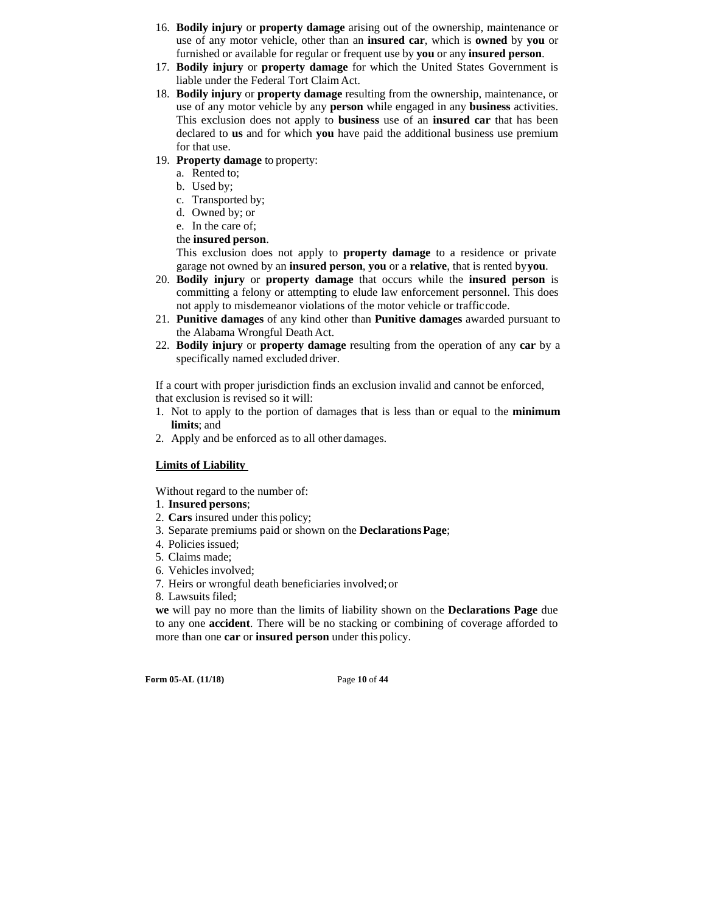16. **Bodily injury** or **property damage** arising out of the ownership, maintenance or use of any motor vehicle, other than an **insured car**, which is **owned** by **you** or furnished or available for regular or frequent use by **you** or any **insured person**.
17. **Bodily injury** or **property damage** for which the United States Government is liable under the Federal Tort Claim Act.
18. **Bodily injury** or **property damage** resulting from the ownership, maintenance, or use of any motor vehicle by any **person** while engaged in any **business** activities. This exclusion does not apply to **business** use of an **insured car** that has been declared to **us** and for which **you** have paid the additional business use premium for that use.
19. **Property damage** to property:
    a. Rented to;
    b. Used by;
    c. Transported by;
    d. Owned by; or
    e. In the care of;

    the **insured person**.

    This exclusion does not apply to **property damage** to a residence or private garage not owned by an **insured person**, **you** or a **relative**, that is rented by **you**.
20. **Bodily injury** or **property damage** that occurs while the **insured person** is committing a felony or attempting to elude law enforcement personnel. This does not apply to misdemeanor violations of the motor vehicle or traffic code.
21. **Punitive damages** of any kind other than **Punitive damages** awarded pursuant to the Alabama Wrongful Death Act.
22. **Bodily injury** or **property damage** resulting from the operation of any **car** by a specifically named excluded driver.

If a court with proper jurisdiction finds an exclusion invalid and cannot be enforced, that exclusion is revised so it will:

1. Not to apply to the portion of damages that is less than or equal to the **minimum limits**; and
2. Apply and be enforced as to all other damages.

## Limits of Liability

Without regard to the number of:

1. **Insured persons**;
2. **Cars** insured under this policy;
3. Separate premiums paid or shown on the **Declarations Page**;
4. Policies issued;
5. Claims made;
6. Vehicles involved;
7. Heirs or wrongful death beneficiaries involved; or
8. Lawsuits filed;

**we** will pay no more than the limits of liability shown on the **Declarations Page** due to any one **accident**. There will be no stacking or combining of coverage afforded to more than one **car** or **insured person** under this policy.

Form 05-AL (11/18)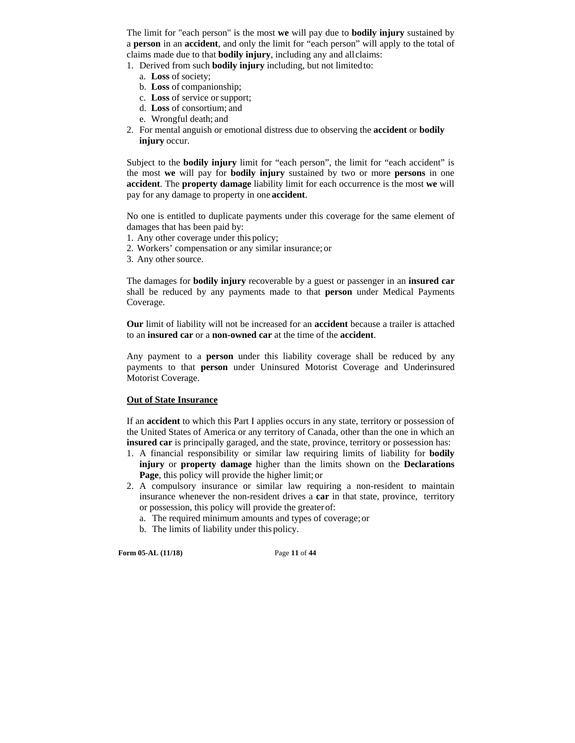The limit for "each person" is the most **we** will pay due to **bodily injury** sustained by a **person** in an **accident**, and only the limit for "each person" will apply to the total of claims made due to that **bodily injury**, including any and all claims:

1. Derived from such **bodily injury** including, but not limited to:
   a. **Loss** of society;
   b. **Loss** of companionship;
   c. **Loss** of service or support;
   d. **Loss** of consortium; and
   e. Wrongful death; and
2. For mental anguish or emotional distress due to observing the **accident** or **bodily injury** occur.

Subject to the **bodily injury** limit for "each person", the limit for "each accident" is the most **we** will pay for **bodily injury** sustained by two or more **persons** in one **accident**. The **property damage** liability limit for each occurrence is the most **we** will pay for any damage to property in one **accident**.

No one is entitled to duplicate payments under this coverage for the same element of damages that has been paid by:

1. Any other coverage under this policy;
2. Workers' compensation or any similar insurance; or
3. Any other source.

The damages for **bodily injury** recoverable by a guest or passenger in an **insured car** shall be reduced by any payments made to that **person** under Medical Payments Coverage.

**Our** limit of liability will not be increased for an **accident** because a trailer is attached to an **insured car** or a **non-owned car** at the time of the **accident**.

Any payment to a **person** under this liability coverage shall be reduced by any payments to that **person** under Uninsured Motorist Coverage and Underinsured Motorist Coverage.

**Out of State Insurance**

If an **accident** to which this Part I applies occurs in any state, territory or possession of the United States of America or any territory of Canada, other than the one in which an **insured car** is principally garaged, and the state, province, territory or possession has:

1. A financial responsibility or similar law requiring limits of liability for **bodily injury** or **property damage** higher than the limits shown on the **Declarations Page**, this policy will provide the higher limit; or
2. A compulsory insurance or similar law requiring a non-resident to maintain insurance whenever the non-resident drives a **car** in that state, province, territory or possession, this policy will provide the greater of:
   a. The required minimum amounts and types of coverage; or
   b. The limits of liability under this policy.

**Form 05-AL (11/18)**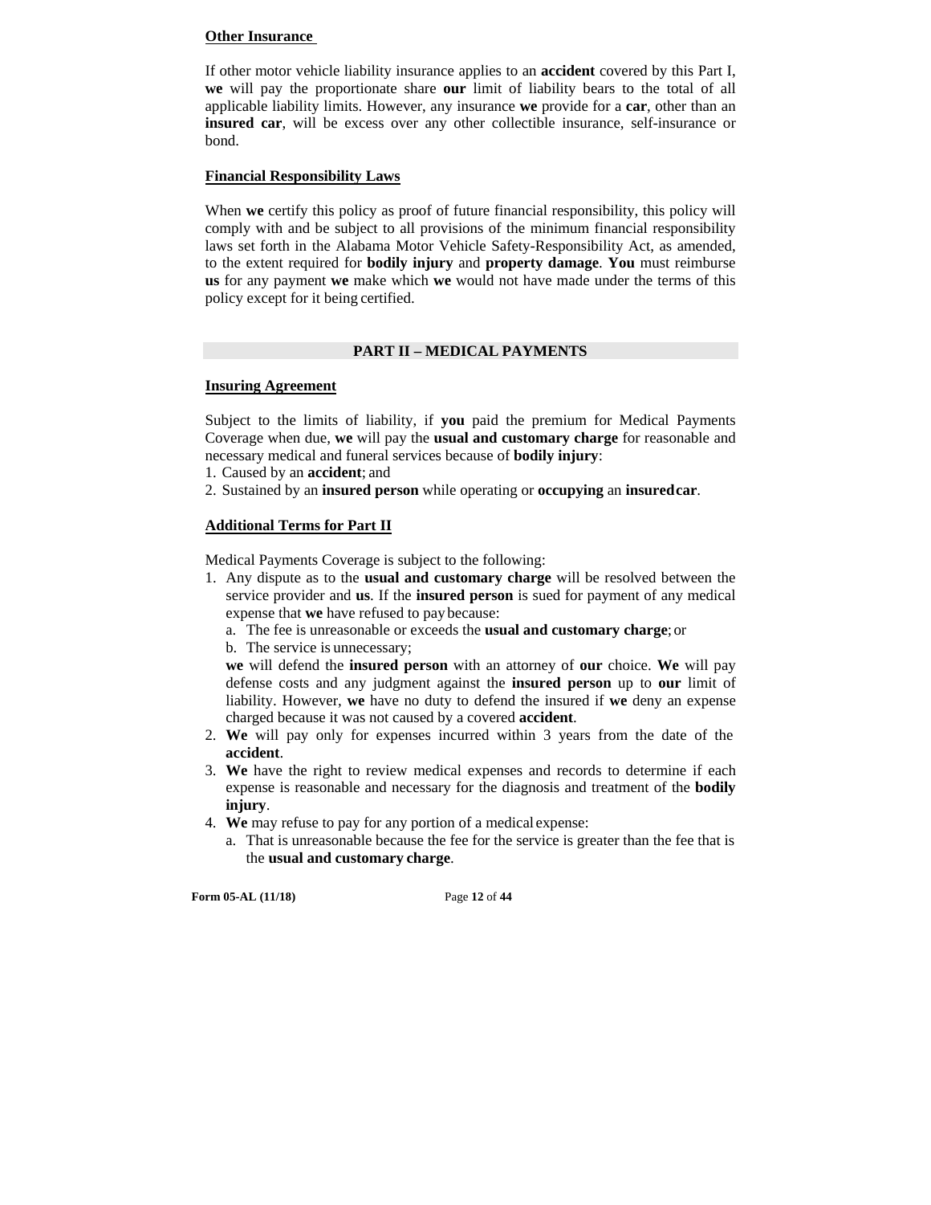**Other Insurance**

If other motor vehicle liability insurance applies to an **accident** covered by this Part I, **we** will pay the proportionate share **our** limit of liability bears to the total of all applicable liability limits. However, any insurance **we** provide for a **car**, other than an **insured car**, will be excess over any other collectible insurance, self-insurance or bond.

**Financial Responsibility Laws**

When **we** certify this policy as proof of future financial responsibility, this policy will comply with and be subject to all provisions of the minimum financial responsibility laws set forth in the Alabama Motor Vehicle Safety-Responsibility Act, as amended, to the extent required for **bodily injury** and **property damage**. **You** must reimburse **us** for any payment **we** make which **we** would not have made under the terms of this policy except for it being certified.

## PART II – MEDICAL PAYMENTS

**Insuring Agreement**

Subject to the limits of liability, if **you** paid the premium for Medical Payments Coverage when due, **we** will pay the **usual and customary charge** for reasonable and necessary medical and funeral services because of **bodily injury**:

1. Caused by an **accident**; and
2. Sustained by an **insured person** while operating or **occupying** an **insured car**.

**Additional Terms for Part II**

Medical Payments Coverage is subject to the following:

1. Any dispute as to the **usual and customary charge** will be resolved between the service provider and **us**. If the **insured person** is sued for payment of any medical expense that **we** have refused to pay because:
   a. The fee is unreasonable or exceeds the **usual and customary charge**; or
   b. The service is unnecessary;

   **we** will defend the **insured person** with an attorney of **our** choice. **We** will pay defense costs and any judgment against the **insured person** up to **our** limit of liability. However, **we** have no duty to defend the insured if **we** deny an expense charged because it was not caused by a covered **accident**.
2. **We** will pay only for expenses incurred within 3 years from the date of the **accident**.
3. **We** have the right to review medical expenses and records to determine if each expense is reasonable and necessary for the diagnosis and treatment of the **bodily injury**.
4. **We** may refuse to pay for any portion of a medical expense:
   a. That is unreasonable because the fee for the service is greater than the fee that is the **usual and customary charge**.

Form 05-AL (11/18)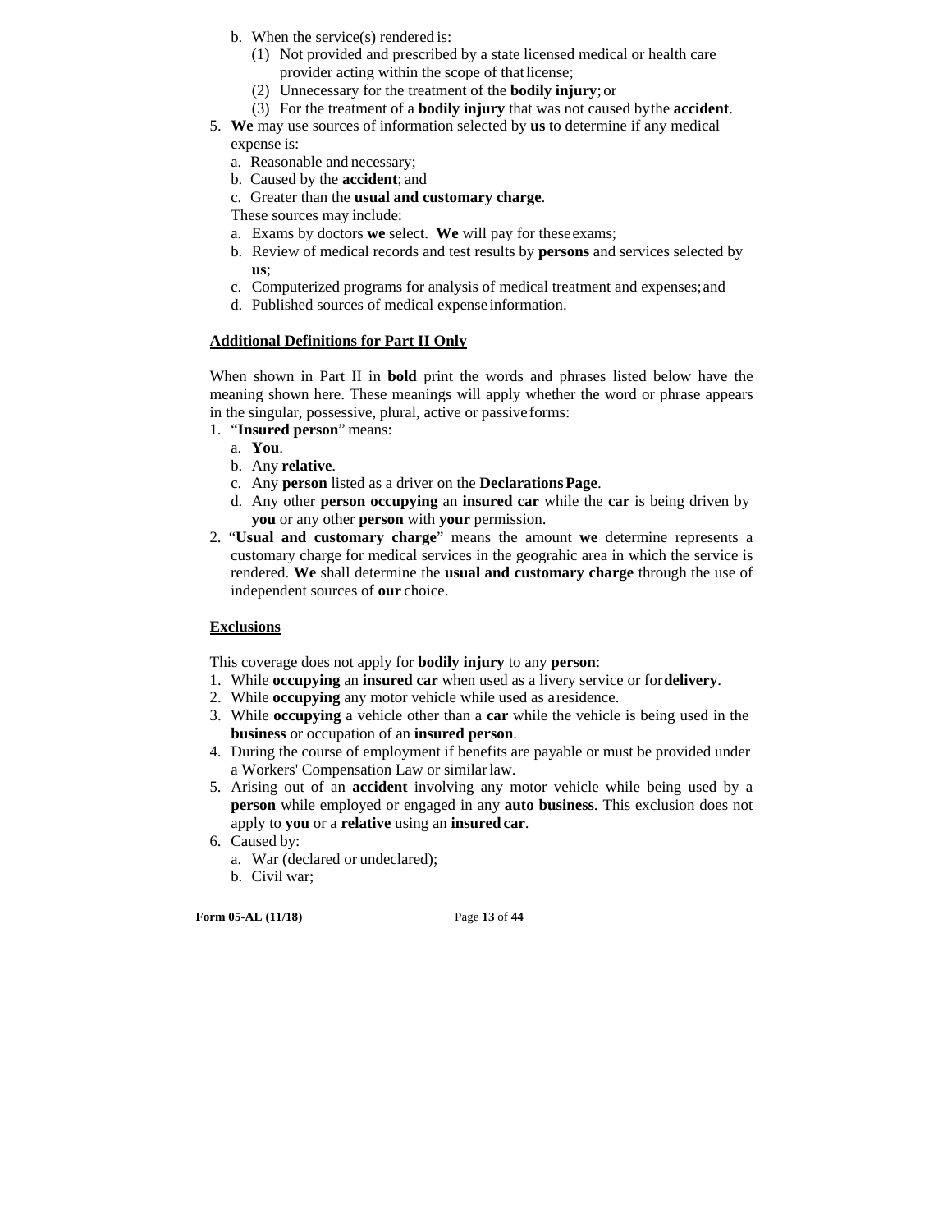b. When the service(s) rendered is:
      (1) Not provided and prescribed by a state licensed medical or health care provider acting within the scope of that license;
      (2) Unnecessary for the treatment of the **bodily injury**; or
      (3) For the treatment of a **bodily injury** that was not caused by the **accident**.
5. **We** may use sources of information selected by **us** to determine if any medical expense is:
   a. Reasonable and necessary;
   b. Caused by the **accident**; and
   c. Greater than the **usual and customary charge**.

   These sources may include:
   a. Exams by doctors **we** select. **We** will pay for these exams;
   b. Review of medical records and test results by **persons** and services selected by **us**;
   c. Computerized programs for analysis of medical treatment and expenses; and
   d. Published sources of medical expense information.

**Additional Definitions for Part II Only**

When shown in Part II in **bold** print the words and phrases listed below have the meaning shown here. These meanings will apply whether the word or phrase appears in the singular, possessive, plural, active or passive forms:

1. "**Insured person**" means:
   a. **You**.
   b. Any **relative**.
   c. Any **person** listed as a driver on the **Declarations Page**.
   d. Any other **person occupying** an **insured car** while the **car** is being driven by **you** or any other **person** with **your** permission.
2. "**Usual and customary charge**" means the amount **we** determine represents a customary charge for medical services in the geograhic area in which the service is rendered. **We** shall determine the **usual and customary charge** through the use of independent sources of **our** choice.

**Exclusions**

This coverage does not apply for **bodily injury** to any **person**:

1. While **occupying** an **insured car** when used as a livery service or for **delivery**.
2. While **occupying** any motor vehicle while used as a residence.
3. While **occupying** a vehicle other than a **car** while the vehicle is being used in the **business** or occupation of an **insured person**.
4. During the course of employment if benefits are payable or must be provided under a Workers' Compensation Law or similar law.
5. Arising out of an **accident** involving any motor vehicle while being used by a **person** while employed or engaged in any **auto business**. This exclusion does not apply to **you** or a **relative** using an **insured car**.
6. Caused by:
   a. War (declared or undeclared);
   b. Civil war;

Form 05-AL (11/18)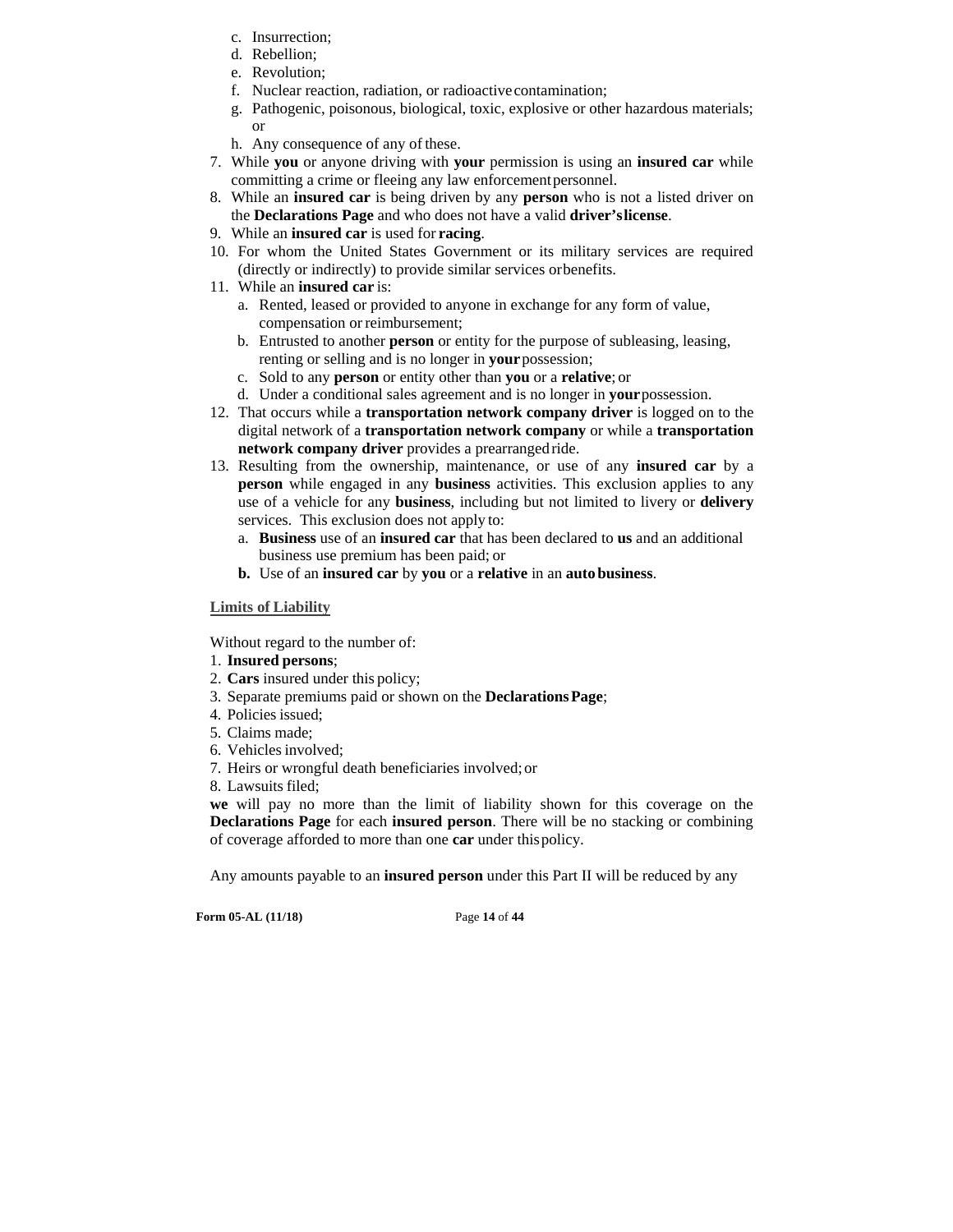c. Insurrection;
   d. Rebellion;
   e. Revolution;
   f. Nuclear reaction, radiation, or radioactive contamination;
   g. Pathogenic, poisonous, biological, toxic, explosive or other hazardous materials; or
   h. Any consequence of any of these.
7. While **you** or anyone driving with **your** permission is using an **insured car** while committing a crime or fleeing any law enforcement personnel.
8. While an **insured car** is being driven by any **person** who is not a listed driver on the **Declarations Page** and who does not have a valid **driver's license**.
9. While an **insured car** is used for **racing**.
10. For whom the United States Government or its military services are required (directly or indirectly) to provide similar services or benefits.
11. While an **insured car** is:
    a. Rented, leased or provided to anyone in exchange for any form of value, compensation or reimbursement;
    b. Entrusted to another **person** or entity for the purpose of subleasing, leasing, renting or selling and is no longer in **your** possession;
    c. Sold to any **person** or entity other than **you** or a **relative**; or
    d. Under a conditional sales agreement and is no longer in **your** possession.
12. That occurs while a **transportation network company driver** is logged on to the digital network of a **transportation network company** or while a **transportation network company driver** provides a prearranged ride.
13. Resulting from the ownership, maintenance, or use of any **insured car** by a **person** while engaged in any **business** activities. This exclusion applies to any use of a vehicle for any **business**, including but not limited to livery or **delivery** services. This exclusion does not apply to:
    a. **Business** use of an **insured car** that has been declared to **us** and an additional business use premium has been paid; or
    **b.** Use of an **insured car** by **you** or a **relative** in an **auto business**.

**Limits of Liability**

Without regard to the number of:
1. **Insured persons**;
2. **Cars** insured under this policy;
3. Separate premiums paid or shown on the **Declarations Page**;
4. Policies issued;
5. Claims made;
6. Vehicles involved;
7. Heirs or wrongful death beneficiaries involved; or
8. Lawsuits filed;

**we** will pay no more than the limit of liability shown for this coverage on the **Declarations Page** for each **insured person**. There will be no stacking or combining of coverage afforded to more than one **car** under this policy.

Any amounts payable to an **insured person** under this Part II will be reduced by any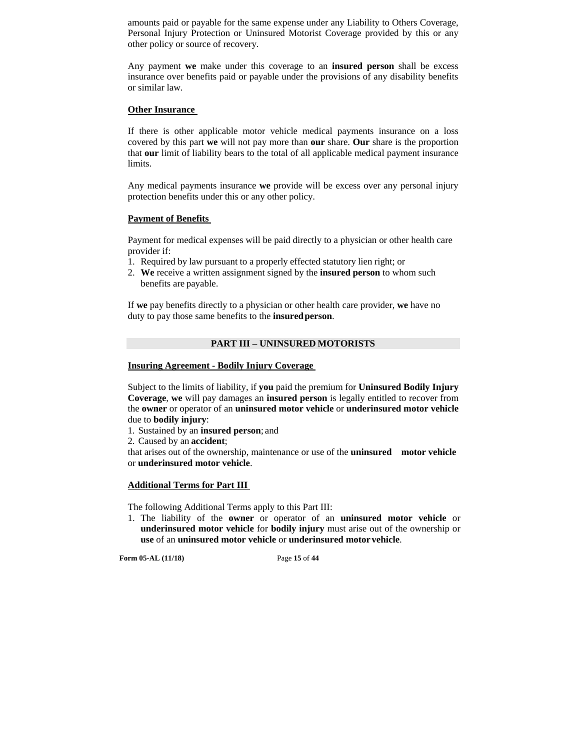amounts paid or payable for the same expense under any Liability to Others Coverage, Personal Injury Protection or Uninsured Motorist Coverage provided by this or any other policy or source of recovery.

Any payment **we** make under this coverage to an **insured person** shall be excess insurance over benefits paid or payable under the provisions of any disability benefits or similar law.

**Other Insurance**

If there is other applicable motor vehicle medical payments insurance on a loss covered by this part **we** will not pay more than **our** share. **Our** share is the proportion that **our** limit of liability bears to the total of all applicable medical payment insurance limits.

Any medical payments insurance **we** provide will be excess over any personal injury protection benefits under this or any other policy.

**Payment of Benefits**

Payment for medical expenses will be paid directly to a physician or other health care provider if:

1. Required by law pursuant to a properly effected statutory lien right; or
2. **We** receive a written assignment signed by the **insured person** to whom such benefits are payable.

If **we** pay benefits directly to a physician or other health care provider, **we** have no duty to pay those same benefits to the **insured person**.

## PART III – UNINSURED MOTORISTS

**Insuring Agreement - Bodily Injury Coverage**

Subject to the limits of liability, if **you** paid the premium for **Uninsured Bodily Injury Coverage**, **we** will pay damages an **insured person** is legally entitled to recover from the **owner** or operator of an **uninsured motor vehicle** or **underinsured motor vehicle** due to **bodily injury**:

1. Sustained by an **insured person**; and
2. Caused by an **accident**;

that arises out of the ownership, maintenance or use of the **uninsured motor vehicle** or **underinsured motor vehicle**.

**Additional Terms for Part III**

The following Additional Terms apply to this Part III:

1. The liability of the **owner** or operator of an **uninsured motor vehicle** or **underinsured motor vehicle** for **bodily injury** must arise out of the ownership or **use** of an **uninsured motor vehicle** or **underinsured motor vehicle**.

Form 05-AL (11/18)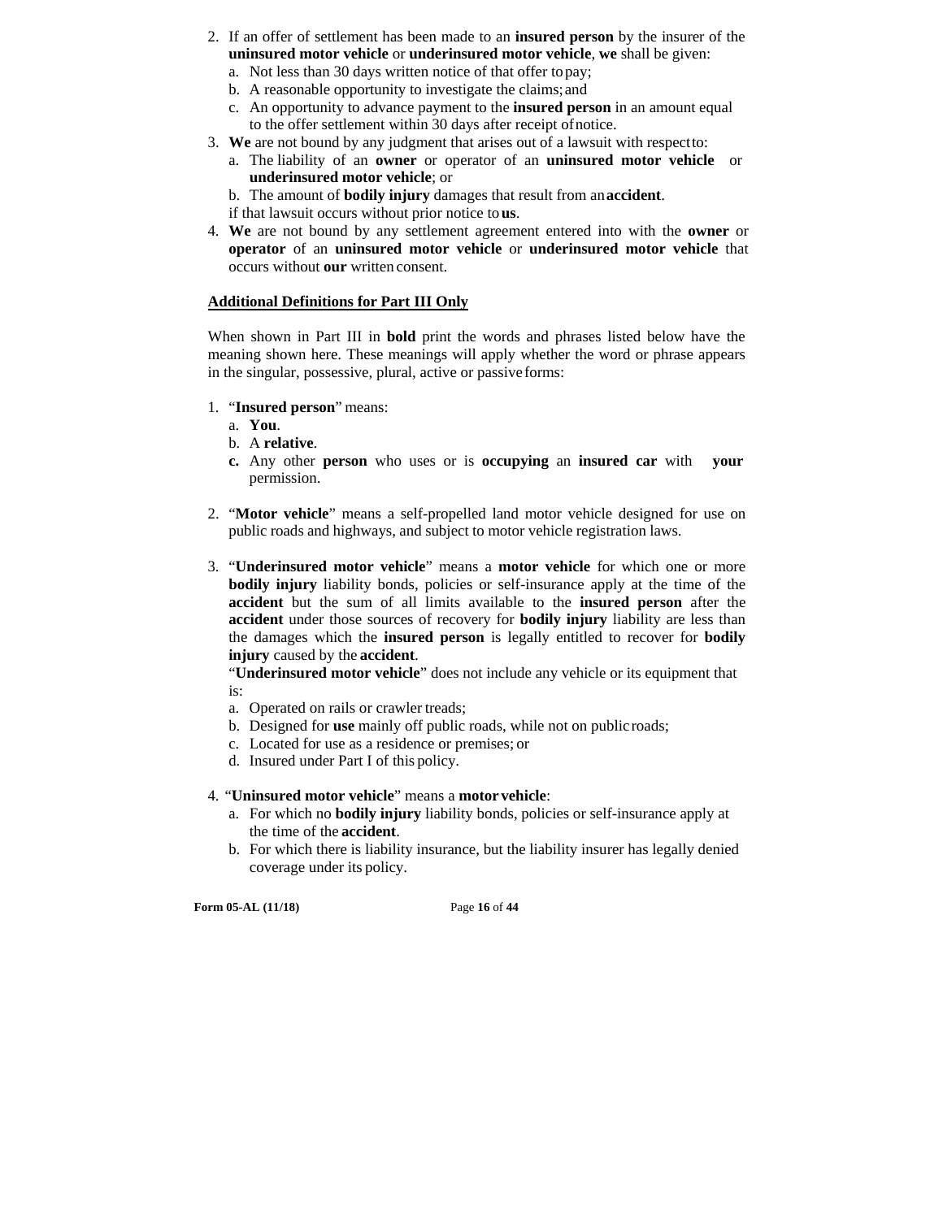2. If an offer of settlement has been made to an **insured person** by the insurer of the **uninsured motor vehicle** or **underinsured motor vehicle**, **we** shall be given:
   a. Not less than 30 days written notice of that offer to pay;
   b. A reasonable opportunity to investigate the claims; and
   c. An opportunity to advance payment to the **insured person** in an amount equal to the offer settlement within 30 days after receipt of notice.
3. **We** are not bound by any judgment that arises out of a lawsuit with respect to:
   a. The liability of an **owner** or operator of an **uninsured motor vehicle** or **underinsured motor vehicle**; or
   b. The amount of **bodily injury** damages that result from an **accident**.

   if that lawsuit occurs without prior notice to **us**.
4. **We** are not bound by any settlement agreement entered into with the **owner** or **operator** of an **uninsured motor vehicle** or **underinsured motor vehicle** that occurs without **our** written consent.

**Additional Definitions for Part III Only**

When shown in Part III in **bold** print the words and phrases listed below have the meaning shown here. These meanings will apply whether the word or phrase appears in the singular, possessive, plural, active or passive forms:

1. "**Insured person**" means:
   a. **You**.
   b. A **relative**.
   **c.** Any other **person** who uses or is **occupying** an **insured car** with **your** permission.

2. "**Motor vehicle**" means a self-propelled land motor vehicle designed for use on public roads and highways, and subject to motor vehicle registration laws.

3. "**Underinsured motor vehicle**" means a **motor vehicle** for which one or more **bodily injury** liability bonds, policies or self-insurance apply at the time of the **accident** but the sum of all limits available to the **insured person** after the **accident** under those sources of recovery for **bodily injury** liability are less than the damages which the **insured person** is legally entitled to recover for **bodily injury** caused by the **accident**.

   "**Underinsured motor vehicle**" does not include any vehicle or its equipment that is:
   a. Operated on rails or crawler treads;
   b. Designed for **use** mainly off public roads, while not on public roads;
   c. Located for use as a residence or premises; or
   d. Insured under Part I of this policy.

4. "**Uninsured motor vehicle**" means a **motor vehicle**:
   a. For which no **bodily injury** liability bonds, policies or self-insurance apply at the time of the **accident**.
   b. For which there is liability insurance, but the liability insurer has legally denied coverage under its policy.

**Form 05-AL (11/18)**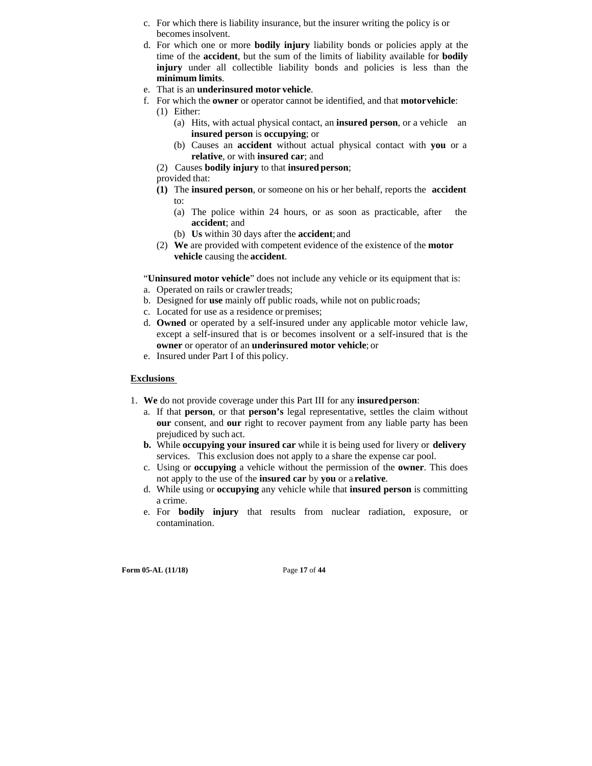c. For which there is liability insurance, but the insurer writing the policy is or becomes insolvent.
d. For which one or more **bodily injury** liability bonds or policies apply at the time of the **accident**, but the sum of the limits of liability available for **bodily injury** under all collectible liability bonds and policies is less than the **minimum limits**.
e. That is an **underinsured motor vehicle**.
f. For which the **owner** or operator cannot be identified, and that **motor vehicle**:
   (1) Either:
      (a) Hits, with actual physical contact, an **insured person**, or a vehicle an **insured person** is **occupying**; or
      (b) Causes an **accident** without actual physical contact with **you** or a **relative**, or with **insured car**; and
   (2) Causes **bodily injury** to that **insured person**;
   
   provided that:
   
   **(1)** The **insured person**, or someone on his or her behalf, reports the **accident** to:
      (a) The police within 24 hours, or as soon as practicable, after the **accident**; and
      (b) **Us** within 30 days after the **accident**; and
   
   (2) **We** are provided with competent evidence of the existence of the **motor vehicle** causing the **accident**.

"**Uninsured motor vehicle**" does not include any vehicle or its equipment that is:

a. Operated on rails or crawler treads;
b. Designed for **use** mainly off public roads, while not on public roads;
c. Located for use as a residence or premises;
d. **Owned** or operated by a self-insured under any applicable motor vehicle law, except a self-insured that is or becomes insolvent or a self-insured that is the **owner** or operator of an **underinsured motor vehicle**; or
e. Insured under Part I of this policy.

## Exclusions

1. **We** do not provide coverage under this Part III for any **insured person**:
   a. If that **person**, or that **person's** legal representative, settles the claim without **our** consent, and **our** right to recover payment from any liable party has been prejudiced by such act.
   **b.** While **occupying your insured car** while it is being used for livery or **delivery** services. This exclusion does not apply to a share the expense car pool.
   c. Using or **occupying** a vehicle without the permission of the **owner**. This does not apply to the use of the **insured car** by **you** or a **relative**.
   d. While using or **occupying** any vehicle while that **insured person** is committing a crime.
   e. For **bodily injury** that results from nuclear radiation, exposure, or contamination.

Form 05-AL (11/18)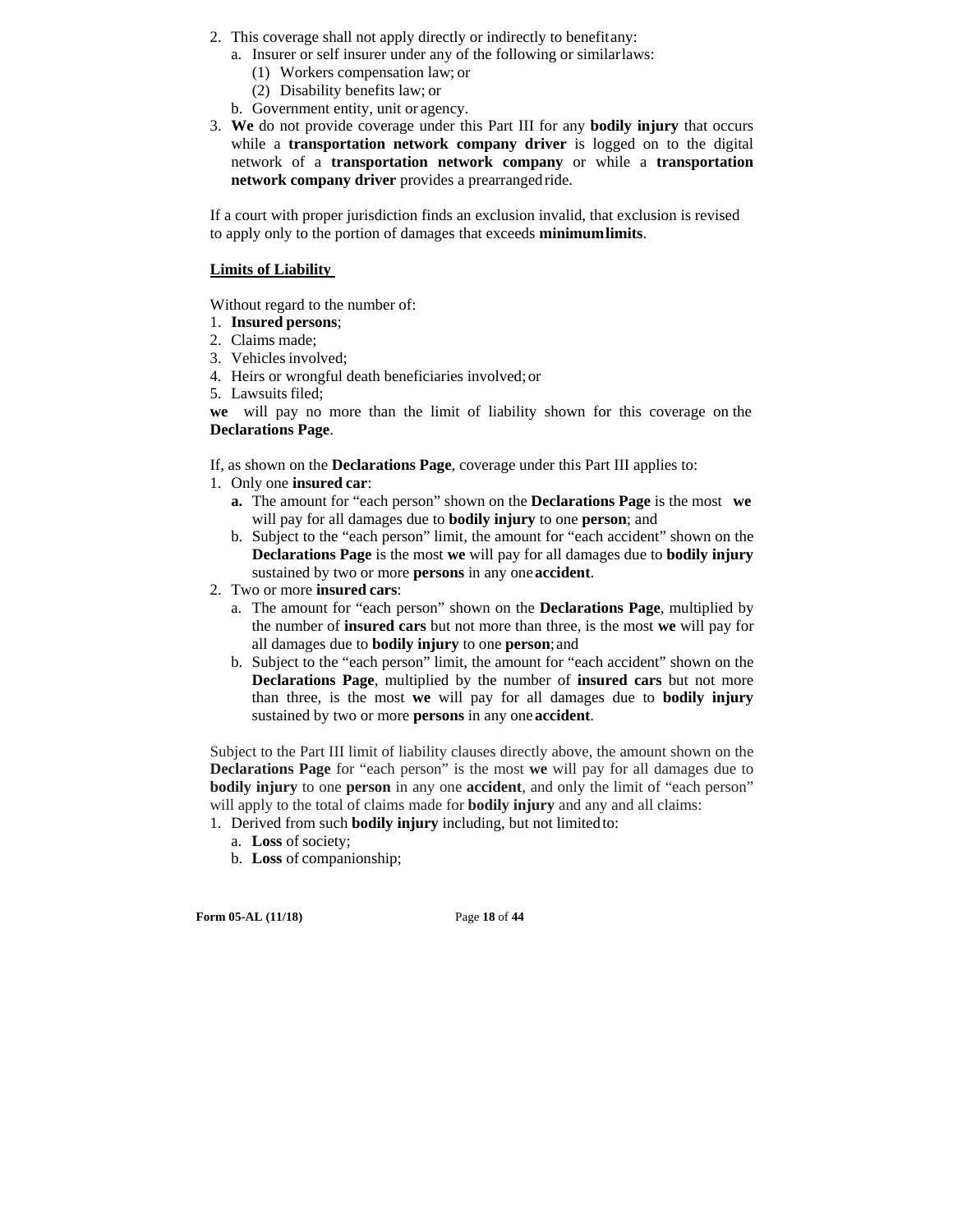2. This coverage shall not apply directly or indirectly to benefit any:
   a. Insurer or self insurer under any of the following or similar laws:
      (1) Workers compensation law; or
      (2) Disability benefits law; or
   b. Government entity, unit or agency.
3. **We** do not provide coverage under this Part III for any **bodily injury** that occurs while a **transportation network company driver** is logged on to the digital network of a **transportation network company** or while a **transportation network company driver** provides a prearranged ride.

If a court with proper jurisdiction finds an exclusion invalid, that exclusion is revised to apply only to the portion of damages that exceeds **minimum limits**.

**Limits of Liability**

Without regard to the number of:
1. **Insured persons**;
2. Claims made;
3. Vehicles involved;
4. Heirs or wrongful death beneficiaries involved; or
5. Lawsuits filed;

**we** will pay no more than the limit of liability shown for this coverage on the **Declarations Page**.

If, as shown on the **Declarations Page**, coverage under this Part III applies to:
1. Only one **insured car**:
   **a.** The amount for "each person" shown on the **Declarations Page** is the most **we** will pay for all damages due to **bodily injury** to one **person**; and
   b. Subject to the "each person" limit, the amount for "each accident" shown on the **Declarations Page** is the most **we** will pay for all damages due to **bodily injury** sustained by two or more **persons** in any one **accident**.
2. Two or more **insured cars**:
   a. The amount for "each person" shown on the **Declarations Page**, multiplied by the number of **insured cars** but not more than three, is the most **we** will pay for all damages due to **bodily injury** to one **person**; and
   b. Subject to the "each person" limit, the amount for "each accident" shown on the **Declarations Page**, multiplied by the number of **insured cars** but not more than three, is the most **we** will pay for all damages due to **bodily injury** sustained by two or more **persons** in any one **accident**.

Subject to the Part III limit of liability clauses directly above, the amount shown on the **Declarations Page** for "each person" is the most **we** will pay for all damages due to **bodily injury** to one **person** in any one **accident**, and only the limit of "each person" will apply to the total of claims made for **bodily injury** and any and all claims:
1. Derived from such **bodily injury** including, but not limited to:
   a. **Loss** of society;
   b. **Loss** of companionship;

Form 05-AL (11/18)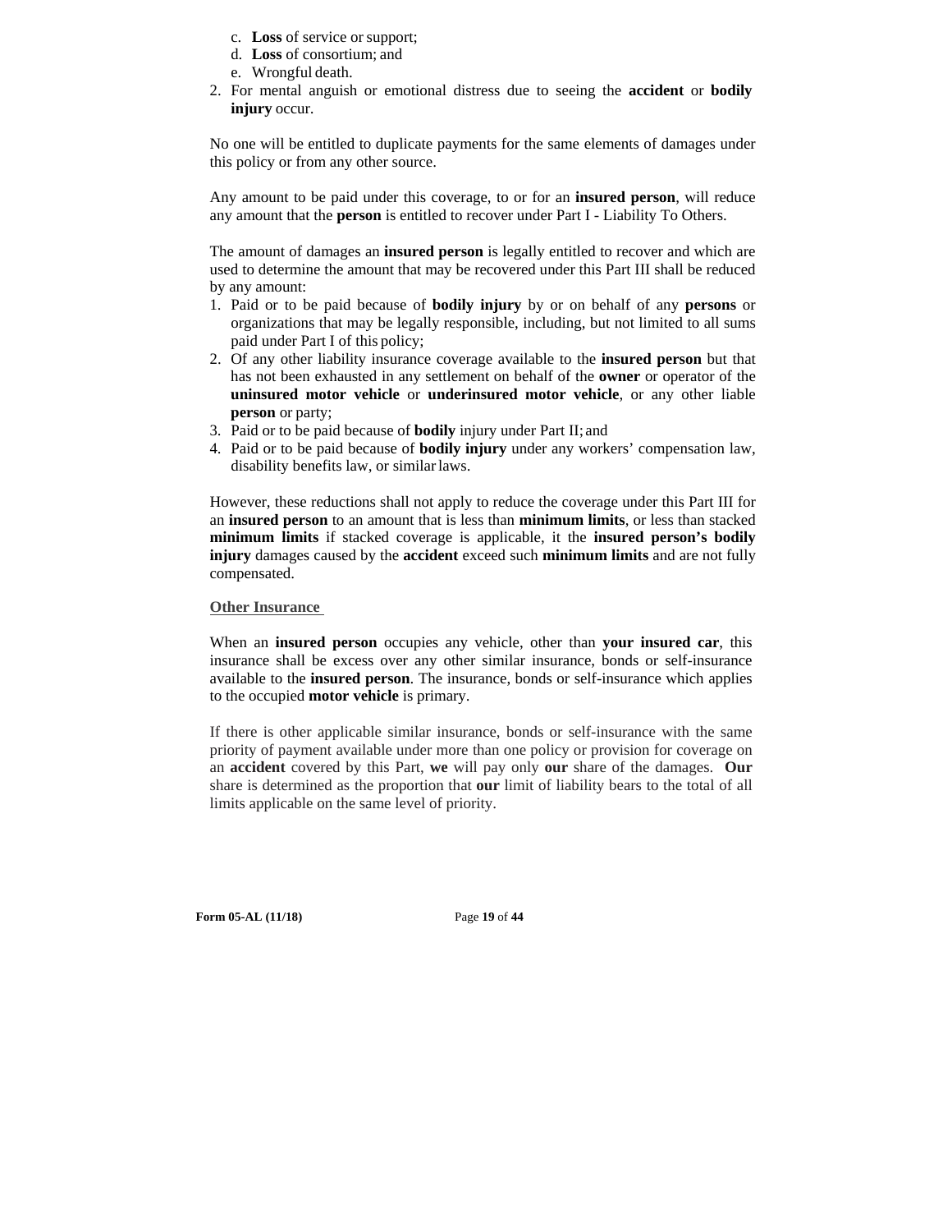c. **Loss** of service or support;
d. **Loss** of consortium; and
e. Wrongful death.

2. For mental anguish or emotional distress due to seeing the **accident** or **bodily injury** occur.

No one will be entitled to duplicate payments for the same elements of damages under this policy or from any other source.

Any amount to be paid under this coverage, to or for an **insured person**, will reduce any amount that the **person** is entitled to recover under Part I - Liability To Others.

The amount of damages an **insured person** is legally entitled to recover and which are used to determine the amount that may be recovered under this Part III shall be reduced by any amount:

1. Paid or to be paid because of **bodily injury** by or on behalf of any **persons** or organizations that may be legally responsible, including, but not limited to all sums paid under Part I of this policy;
2. Of any other liability insurance coverage available to the **insured person** but that has not been exhausted in any settlement on behalf of the **owner** or operator of the **uninsured motor vehicle** or **underinsured motor vehicle**, or any other liable **person** or party;
3. Paid or to be paid because of **bodily** injury under Part II; and
4. Paid or to be paid because of **bodily injury** under any workers' compensation law, disability benefits law, or similar laws.

However, these reductions shall not apply to reduce the coverage under this Part III for an **insured person** to an amount that is less than **minimum limits**, or less than stacked **minimum limits** if stacked coverage is applicable, it the **insured person's bodily injury** damages caused by the **accident** exceed such **minimum limits** and are not fully compensated.

**Other Insurance**

When an **insured person** occupies any vehicle, other than **your insured car**, this insurance shall be excess over any other similar insurance, bonds or self-insurance available to the **insured person**. The insurance, bonds or self-insurance which applies to the occupied **motor vehicle** is primary.

If there is other applicable similar insurance, bonds or self-insurance with the same priority of payment available under more than one policy or provision for coverage on an **accident** covered by this Part, **we** will pay only **our** share of the damages. **Our** share is determined as the proportion that **our** limit of liability bears to the total of all limits applicable on the same level of priority.

Form 05-AL (11/18)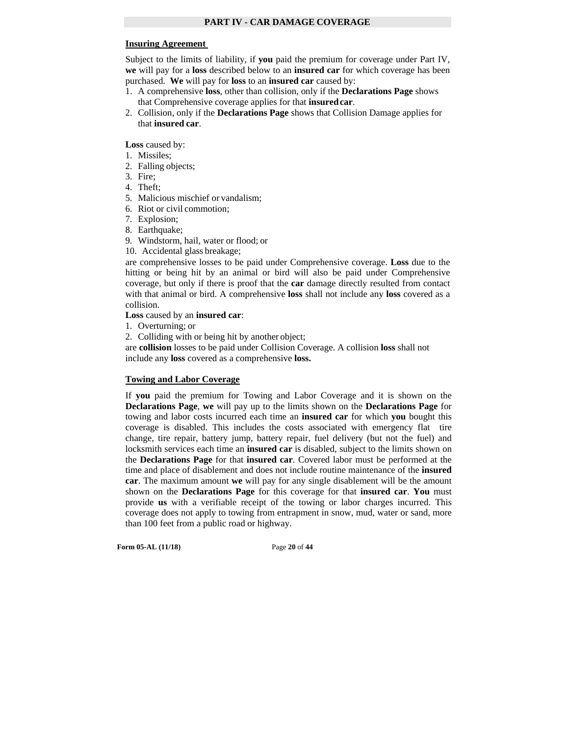## PART IV - CAR DAMAGE COVERAGE

**Insuring Agreement**

Subject to the limits of liability, if **you** paid the premium for coverage under Part IV, **we** will pay for a **loss** described below to an **insured car** for which coverage has been purchased. **We** will pay for **loss** to an **insured car** caused by:

1. A comprehensive **loss**, other than collision, only if the **Declarations Page** shows that Comprehensive coverage applies for that **insured car**.
2. Collision, only if the **Declarations Page** shows that Collision Damage applies for that **insured car**.

**Loss** caused by:

1. Missiles;
2. Falling objects;
3. Fire;
4. Theft;
5. Malicious mischief or vandalism;
6. Riot or civil commotion;
7. Explosion;
8. Earthquake;
9. Windstorm, hail, water or flood; or
10. Accidental glass breakage;

are comprehensive losses to be paid under Comprehensive coverage. **Loss** due to the hitting or being hit by an animal or bird will also be paid under Comprehensive coverage, but only if there is proof that the **car** damage directly resulted from contact with that animal or bird. A comprehensive **loss** shall not include any **loss** covered as a collision.

**Loss** caused by an **insured car**:

1. Overturning; or
2. Colliding with or being hit by another object;

are **collision** losses to be paid under Collision Coverage. A collision **loss** shall not include any **loss** covered as a comprehensive **loss.**

**Towing and Labor Coverage**

If **you** paid the premium for Towing and Labor Coverage and it is shown on the **Declarations Page**, **we** will pay up to the limits shown on the **Declarations Page** for towing and labor costs incurred each time an **insured car** for which **you** bought this coverage is disabled. This includes the costs associated with emergency flat tire change, tire repair, battery jump, battery repair, fuel delivery (but not the fuel) and locksmith services each time an **insured car** is disabled, subject to the limits shown on the **Declarations Page** for that **insured car**. Covered labor must be performed at the time and place of disablement and does not include routine maintenance of the **insured car**. The maximum amount **we** will pay for any single disablement will be the amount shown on the **Declarations Page** for this coverage for that **insured car**. **You** must provide **us** with a verifiable receipt of the towing or labor charges incurred. This coverage does not apply to towing from entrapment in snow, mud, water or sand, more than 100 feet from a public road or highway.

Form 05-AL (11/18)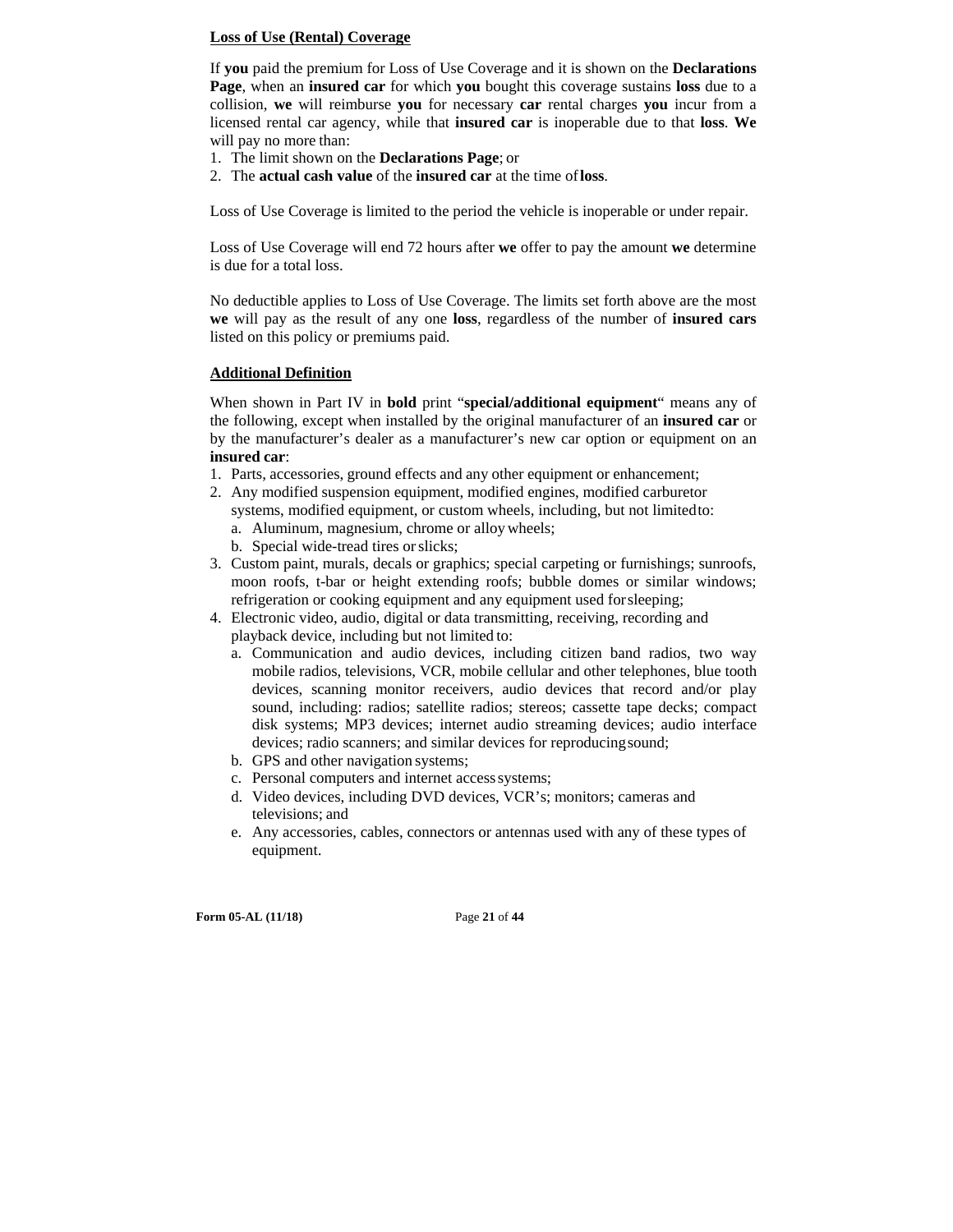**Loss of Use (Rental) Coverage**

If **you** paid the premium for Loss of Use Coverage and it is shown on the **Declarations Page**, when an **insured car** for which **you** bought this coverage sustains **loss** due to a collision, **we** will reimburse **you** for necessary **car** rental charges **you** incur from a licensed rental car agency, while that **insured car** is inoperable due to that **loss**. **We** will pay no more than:

1. The limit shown on the **Declarations Page**; or
2. The **actual cash value** of the **insured car** at the time of **loss**.

Loss of Use Coverage is limited to the period the vehicle is inoperable or under repair.

Loss of Use Coverage will end 72 hours after **we** offer to pay the amount **we** determine is due for a total loss.

No deductible applies to Loss of Use Coverage. The limits set forth above are the most **we** will pay as the result of any one **loss**, regardless of the number of **insured cars** listed on this policy or premiums paid.

**Additional Definition**

When shown in Part IV in **bold** print "**special/additional equipment**" means any of the following, except when installed by the original manufacturer of an **insured car** or by the manufacturer's dealer as a manufacturer's new car option or equipment on an **insured car**:

1. Parts, accessories, ground effects and any other equipment or enhancement;
2. Any modified suspension equipment, modified engines, modified carburetor systems, modified equipment, or custom wheels, including, but not limited to:
   a. Aluminum, magnesium, chrome or alloy wheels;
   b. Special wide-tread tires or slicks;
3. Custom paint, murals, decals or graphics; special carpeting or furnishings; sunroofs, moon roofs, t-bar or height extending roofs; bubble domes or similar windows; refrigeration or cooking equipment and any equipment used for sleeping;
4. Electronic video, audio, digital or data transmitting, receiving, recording and playback device, including but not limited to:
   a. Communication and audio devices, including citizen band radios, two way mobile radios, televisions, VCR, mobile cellular and other telephones, blue tooth devices, scanning monitor receivers, audio devices that record and/or play sound, including: radios; satellite radios; stereos; cassette tape decks; compact disk systems; MP3 devices; internet audio streaming devices; audio interface devices; radio scanners; and similar devices for reproducing sound;
   b. GPS and other navigation systems;
   c. Personal computers and internet access systems;
   d. Video devices, including DVD devices, VCR's; monitors; cameras and televisions; and
   e. Any accessories, cables, connectors or antennas used with any of these types of equipment.

Form 05-AL (11/18)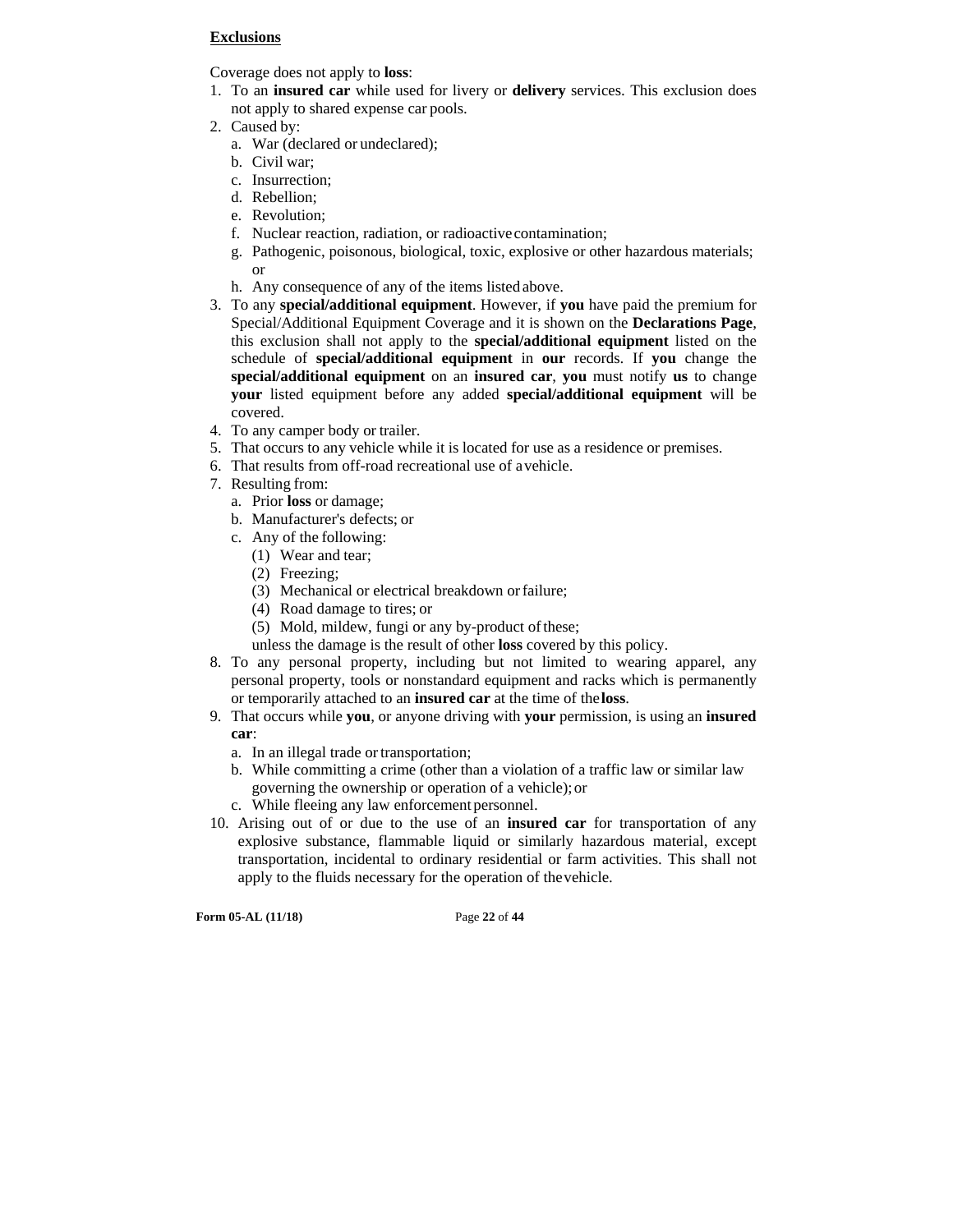**Exclusions**

Coverage does not apply to **loss**:

1. To an **insured car** while used for livery or **delivery** services. This exclusion does not apply to shared expense car pools.
2. Caused by:
   a. War (declared or undeclared);
   b. Civil war;
   c. Insurrection;
   d. Rebellion;
   e. Revolution;
   f. Nuclear reaction, radiation, or radioactive contamination;
   g. Pathogenic, poisonous, biological, toxic, explosive or other hazardous materials; or
   h. Any consequence of any of the items listed above.
3. To any **special/additional equipment**. However, if **you** have paid the premium for Special/Additional Equipment Coverage and it is shown on the **Declarations Page**, this exclusion shall not apply to the **special/additional equipment** listed on the schedule of **special/additional equipment** in **our** records. If **you** change the **special/additional equipment** on an **insured car**, **you** must notify **us** to change **your** listed equipment before any added **special/additional equipment** will be covered.
4. To any camper body or trailer.
5. That occurs to any vehicle while it is located for use as a residence or premises.
6. That results from off-road recreational use of a vehicle.
7. Resulting from:
   a. Prior **loss** or damage;
   b. Manufacturer's defects; or
   c. Any of the following:
      (1) Wear and tear;
      (2) Freezing;
      (3) Mechanical or electrical breakdown or failure;
      (4) Road damage to tires; or
      (5) Mold, mildew, fungi or any by-product of these;

      unless the damage is the result of other **loss** covered by this policy.
8. To any personal property, including but not limited to wearing apparel, any personal property, tools or nonstandard equipment and racks which is permanently or temporarily attached to an **insured car** at the time of the **loss**.
9. That occurs while **you**, or anyone driving with **your** permission, is using an **insured car**:
   a. In an illegal trade or transportation;
   b. While committing a crime (other than a violation of a traffic law or similar law governing the ownership or operation of a vehicle); or
   c. While fleeing any law enforcement personnel.
10. Arising out of or due to the use of an **insured car** for transportation of any explosive substance, flammable liquid or similarly hazardous material, except transportation, incidental to ordinary residential or farm activities. This shall not apply to the fluids necessary for the operation of the vehicle.

**Form 05-AL (11/18)**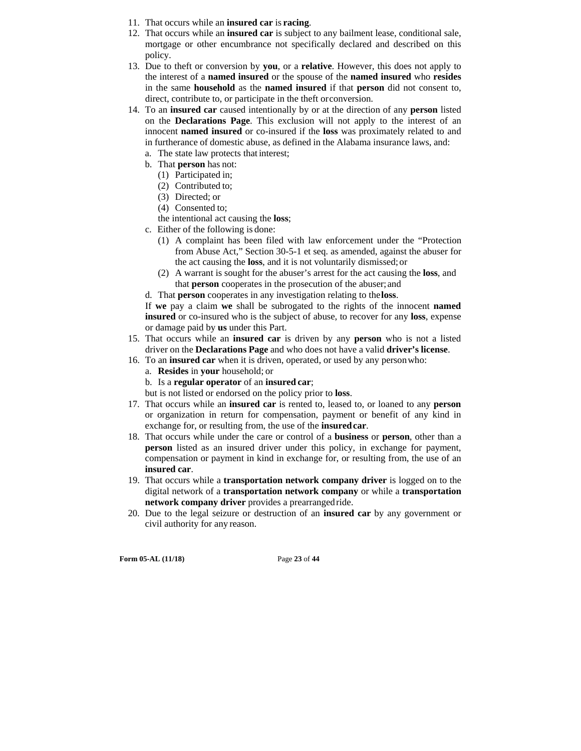11. That occurs while an **insured car** is **racing**.
12. That occurs while an **insured car** is subject to any bailment lease, conditional sale, mortgage or other encumbrance not specifically declared and described on this policy.
13. Due to theft or conversion by **you**, or a **relative**. However, this does not apply to the interest of a **named insured** or the spouse of the **named insured** who **resides** in the same **household** as the **named insured** if that **person** did not consent to, direct, contribute to, or participate in the theft or conversion.
14. To an **insured car** caused intentionally by or at the direction of any **person** listed on the **Declarations Page**. This exclusion will not apply to the interest of an innocent **named insured** or co-insured if the **loss** was proximately related to and in furtherance of domestic abuse, as defined in the Alabama insurance laws, and:
    a. The state law protects that interest;
    b. That **person** has not:
        (1) Participated in;
        (2) Contributed to;
        (3) Directed; or
        (4) Consented to;

       the intentional act causing the **loss**;
    c. Either of the following is done:
        (1) A complaint has been filed with law enforcement under the "Protection from Abuse Act," Section 30-5-1 et seq. as amended, against the abuser for the act causing the **loss**, and it is not voluntarily dismissed; or
        (2) A warrant is sought for the abuser's arrest for the act causing the **loss**, and that **person** cooperates in the prosecution of the abuser; and
    d. That **person** cooperates in any investigation relating to the **loss**.

    If **we** pay a claim **we** shall be subrogated to the rights of the innocent **named insured** or co-insured who is the subject of abuse, to recover for any **loss**, expense or damage paid by **us** under this Part.
15. That occurs while an **insured car** is driven by any **person** who is not a listed driver on the **Declarations Page** and who does not have a valid **driver's license**.
16. To an **insured car** when it is driven, operated, or used by any person who:
    a. **Resides** in **your** household; or
    b. Is a **regular operator** of an **insured car**;

    but is not listed or endorsed on the policy prior to **loss**.
17. That occurs while an **insured car** is rented to, leased to, or loaned to any **person** or organization in return for compensation, payment or benefit of any kind in exchange for, or resulting from, the use of the **insured car**.
18. That occurs while under the care or control of a **business** or **person**, other than a **person** listed as an insured driver under this policy, in exchange for payment, compensation or payment in kind in exchange for, or resulting from, the use of an **insured car**.
19. That occurs while a **transportation network company driver** is logged on to the digital network of a **transportation network company** or while a **transportation network company driver** provides a prearranged ride.
20. Due to the legal seizure or destruction of an **insured car** by any government or civil authority for any reason.

**Form 05-AL (11/18)**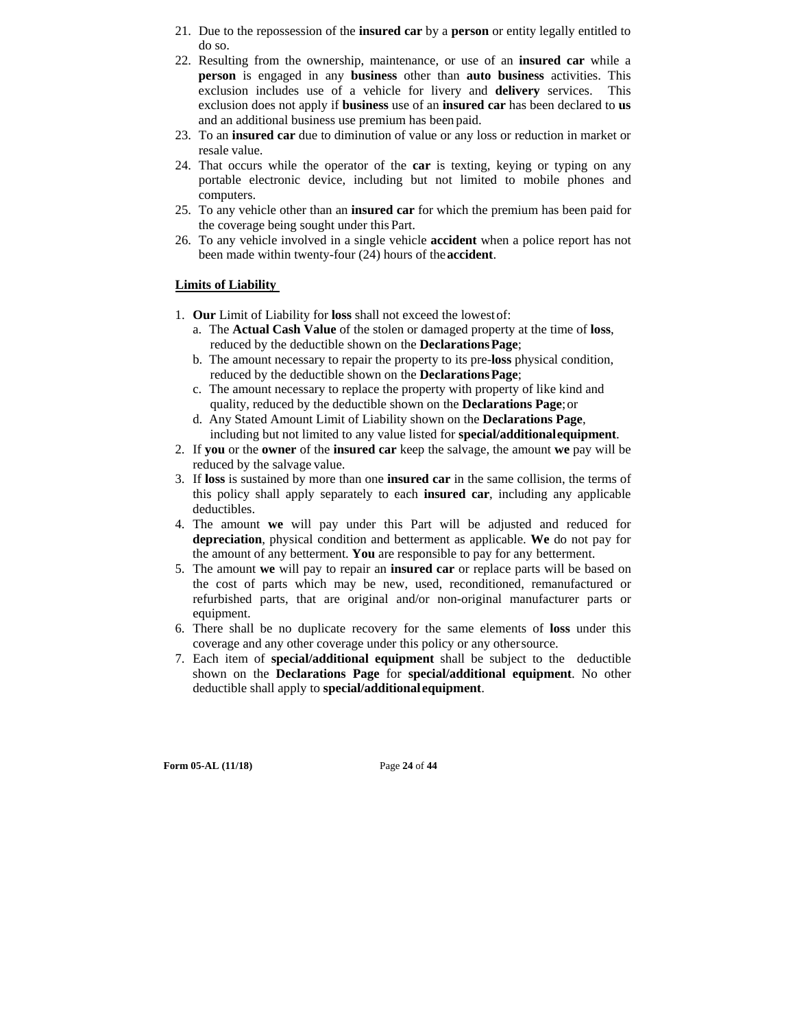21. Due to the repossession of the **insured car** by a **person** or entity legally entitled to do so.
22. Resulting from the ownership, maintenance, or use of an **insured car** while a **person** is engaged in any **business** other than **auto business** activities. This exclusion includes use of a vehicle for livery and **delivery** services. This exclusion does not apply if **business** use of an **insured car** has been declared to **us** and an additional business use premium has been paid.
23. To an **insured car** due to diminution of value or any loss or reduction in market or resale value.
24. That occurs while the operator of the **car** is texting, keying or typing on any portable electronic device, including but not limited to mobile phones and computers.
25. To any vehicle other than an **insured car** for which the premium has been paid for the coverage being sought under this Part.
26. To any vehicle involved in a single vehicle **accident** when a police report has not been made within twenty-four (24) hours of the **accident**.

**Limits of Liability**

1. **Our** Limit of Liability for **loss** shall not exceed the lowest of:
   a. The **Actual Cash Value** of the stolen or damaged property at the time of **loss**, reduced by the deductible shown on the **Declarations Page**;
   b. The amount necessary to repair the property to its pre-**loss** physical condition, reduced by the deductible shown on the **Declarations Page**;
   c. The amount necessary to replace the property with property of like kind and quality, reduced by the deductible shown on the **Declarations Page**; or
   d. Any Stated Amount Limit of Liability shown on the **Declarations Page**, including but not limited to any value listed for **special/additional equipment**.
2. If **you** or the **owner** of the **insured car** keep the salvage, the amount **we** pay will be reduced by the salvage value.
3. If **loss** is sustained by more than one **insured car** in the same collision, the terms of this policy shall apply separately to each **insured car**, including any applicable deductibles.
4. The amount **we** will pay under this Part will be adjusted and reduced for **depreciation**, physical condition and betterment as applicable. **We** do not pay for the amount of any betterment. **You** are responsible to pay for any betterment.
5. The amount **we** will pay to repair an **insured car** or replace parts will be based on the cost of parts which may be new, used, reconditioned, remanufactured or refurbished parts, that are original and/or non-original manufacturer parts or equipment.
6. There shall be no duplicate recovery for the same elements of **loss** under this coverage and any other coverage under this policy or any other source.
7. Each item of **special/additional equipment** shall be subject to the deductible shown on the **Declarations Page** for **special/additional equipment**. No other deductible shall apply to **special/additional equipment**.

**Form 05-AL (11/18)**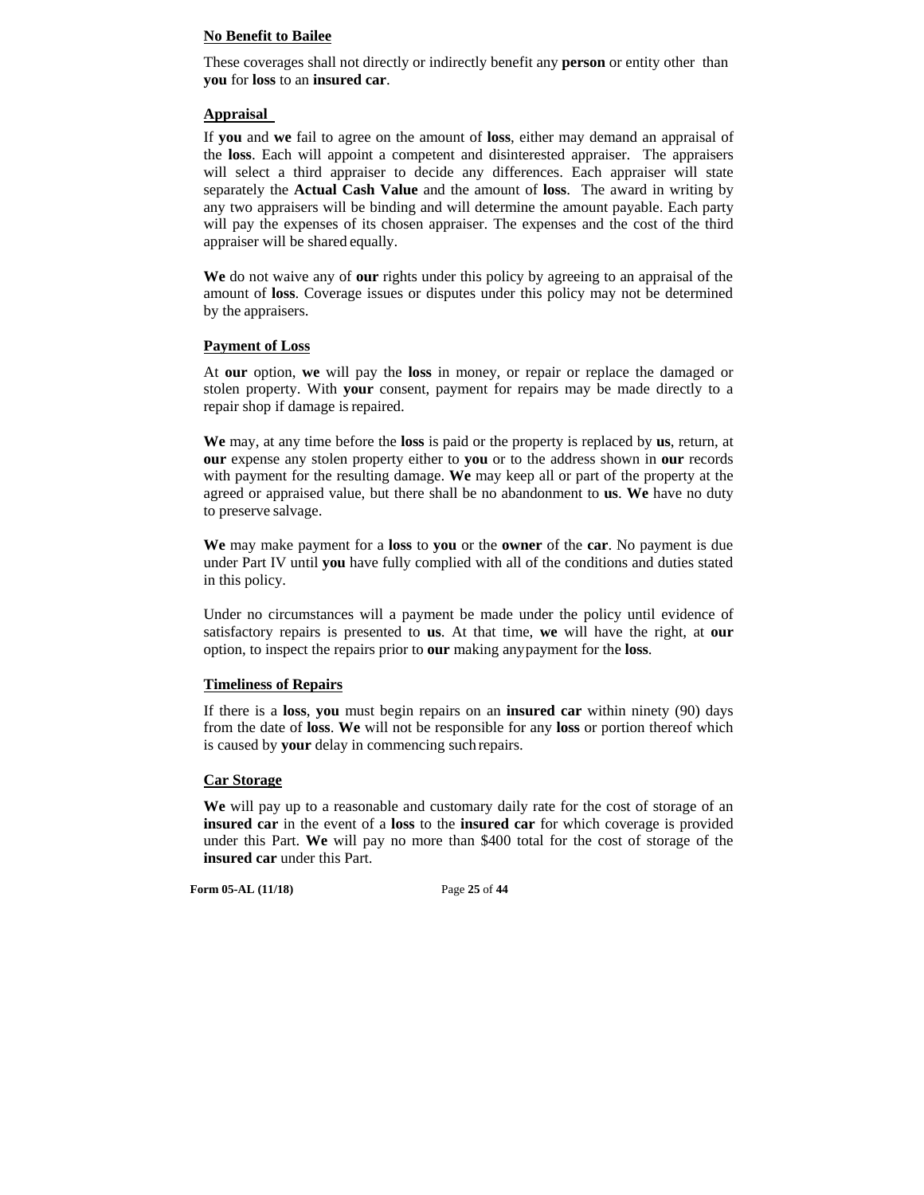**No Benefit to Bailee**

These coverages shall not directly or indirectly benefit any **person** or entity other than **you** for **loss** to an **insured car**.

**Appraisal**

If **you** and **we** fail to agree on the amount of **loss**, either may demand an appraisal of the **loss**. Each will appoint a competent and disinterested appraiser. The appraisers will select a third appraiser to decide any differences. Each appraiser will state separately the **Actual Cash Value** and the amount of **loss**. The award in writing by any two appraisers will be binding and will determine the amount payable. Each party will pay the expenses of its chosen appraiser. The expenses and the cost of the third appraiser will be shared equally.

**We** do not waive any of **our** rights under this policy by agreeing to an appraisal of the amount of **loss**. Coverage issues or disputes under this policy may not be determined by the appraisers.

**Payment of Loss**

At **our** option, **we** will pay the **loss** in money, or repair or replace the damaged or stolen property. With **your** consent, payment for repairs may be made directly to a repair shop if damage is repaired.

**We** may, at any time before the **loss** is paid or the property is replaced by **us**, return, at **our** expense any stolen property either to **you** or to the address shown in **our** records with payment for the resulting damage. **We** may keep all or part of the property at the agreed or appraised value, but there shall be no abandonment to **us**. **We** have no duty to preserve salvage.

**We** may make payment for a **loss** to **you** or the **owner** of the **car**. No payment is due under Part IV until **you** have fully complied with all of the conditions and duties stated in this policy.

Under no circumstances will a payment be made under the policy until evidence of satisfactory repairs is presented to **us**. At that time, **we** will have the right, at **our** option, to inspect the repairs prior to **our** making any payment for the **loss**.

**Timeliness of Repairs**

If there is a **loss**, **you** must begin repairs on an **insured car** within ninety (90) days from the date of **loss**. **We** will not be responsible for any **loss** or portion thereof which is caused by **your** delay in commencing such repairs.

**Car Storage**

**We** will pay up to a reasonable and customary daily rate for the cost of storage of an **insured car** in the event of a **loss** to the **insured car** for which coverage is provided under this Part. **We** will pay no more than $400 total for the cost of storage of the **insured car** under this Part.

Form 05-AL (11/18)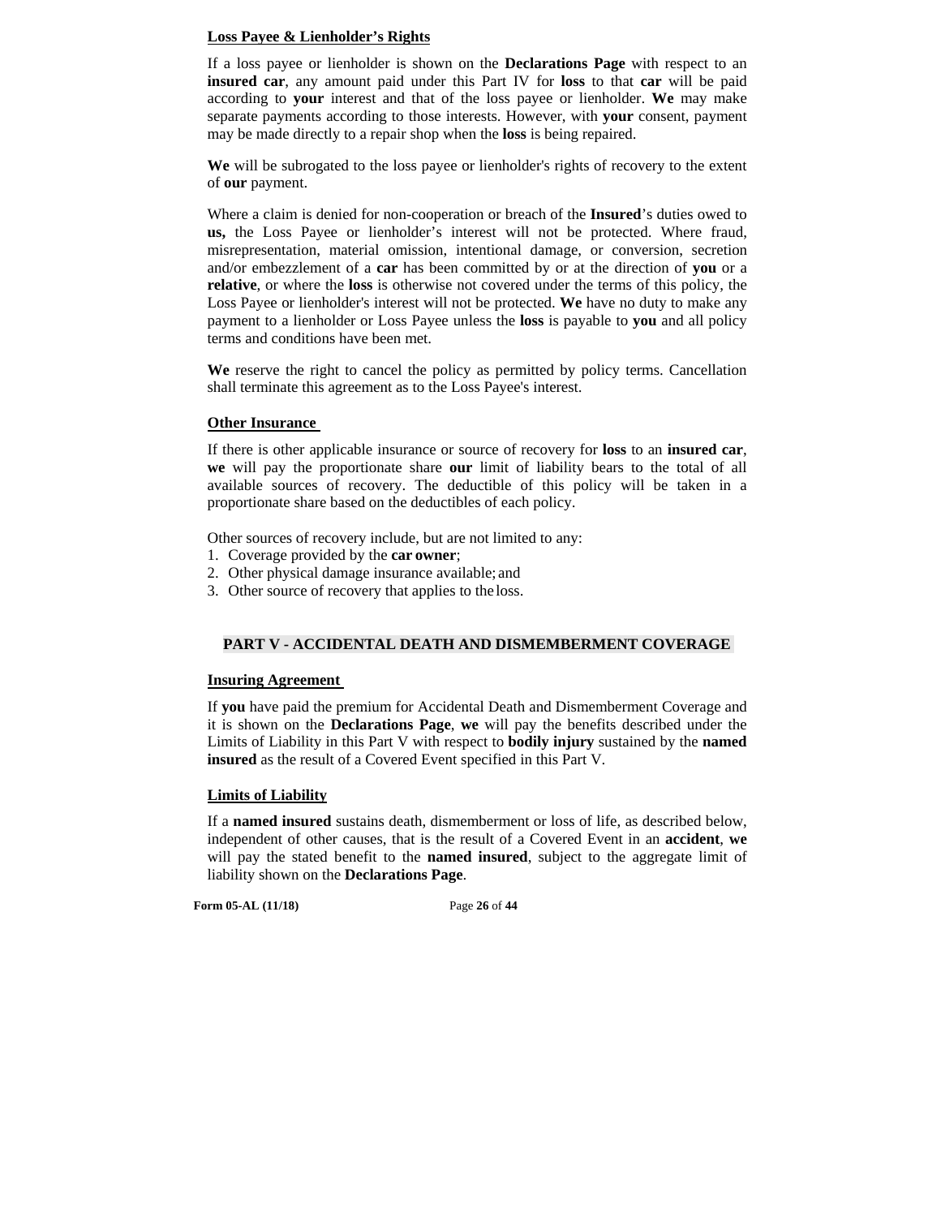**Loss Payee & Lienholder's Rights**

If a loss payee or lienholder is shown on the **Declarations Page** with respect to an **insured car**, any amount paid under this Part IV for **loss** to that **car** will be paid according to **your** interest and that of the loss payee or lienholder. **We** may make separate payments according to those interests. However, with **your** consent, payment may be made directly to a repair shop when the **loss** is being repaired.

**We** will be subrogated to the loss payee or lienholder's rights of recovery to the extent of **our** payment.

Where a claim is denied for non-cooperation or breach of the **Insured**'s duties owed to **us,** the Loss Payee or lienholder's interest will not be protected. Where fraud, misrepresentation, material omission, intentional damage, or conversion, secretion and/or embezzlement of a **car** has been committed by or at the direction of **you** or a **relative**, or where the **loss** is otherwise not covered under the terms of this policy, the Loss Payee or lienholder's interest will not be protected. **We** have no duty to make any payment to a lienholder or Loss Payee unless the **loss** is payable to **you** and all policy terms and conditions have been met.

**We** reserve the right to cancel the policy as permitted by policy terms. Cancellation shall terminate this agreement as to the Loss Payee's interest.

**Other Insurance**

If there is other applicable insurance or source of recovery for **loss** to an **insured car**, **we** will pay the proportionate share **our** limit of liability bears to the total of all available sources of recovery. The deductible of this policy will be taken in a proportionate share based on the deductibles of each policy.

Other sources of recovery include, but are not limited to any:

1. Coverage provided by the **car owner**;
2. Other physical damage insurance available; and
3. Other source of recovery that applies to the loss.

## PART V - ACCIDENTAL DEATH AND DISMEMBERMENT COVERAGE

**Insuring Agreement**

If **you** have paid the premium for Accidental Death and Dismemberment Coverage and it is shown on the **Declarations Page**, **we** will pay the benefits described under the Limits of Liability in this Part V with respect to **bodily injury** sustained by the **named insured** as the result of a Covered Event specified in this Part V.

**Limits of Liability**

If a **named insured** sustains death, dismemberment or loss of life, as described below, independent of other causes, that is the result of a Covered Event in an **accident**, **we** will pay the stated benefit to the **named insured**, subject to the aggregate limit of liability shown on the **Declarations Page**.

Form 05-AL (11/18)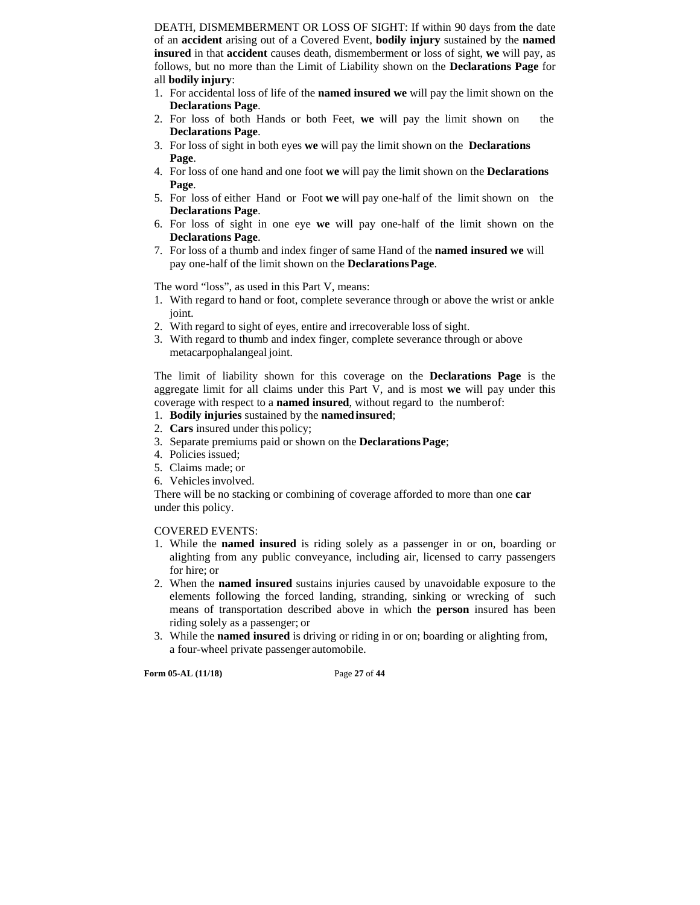DEATH, DISMEMBERMENT OR LOSS OF SIGHT: If within 90 days from the date of an **accident** arising out of a Covered Event, **bodily injury** sustained by the **named insured** in that **accident** causes death, dismemberment or loss of sight, **we** will pay, as follows, but no more than the Limit of Liability shown on the **Declarations Page** for all **bodily injury**:

1. For accidental loss of life of the **named insured we** will pay the limit shown on the **Declarations Page**.
2. For loss of both Hands or both Feet, **we** will pay the limit shown on the **Declarations Page**.
3. For loss of sight in both eyes **we** will pay the limit shown on the **Declarations Page**.
4. For loss of one hand and one foot **we** will pay the limit shown on the **Declarations Page**.
5. For loss of either Hand or Foot **we** will pay one-half of the limit shown on the **Declarations Page**.
6. For loss of sight in one eye **we** will pay one-half of the limit shown on the **Declarations Page**.
7. For loss of a thumb and index finger of same Hand of the **named insured we** will pay one-half of the limit shown on the **Declarations Page**.

The word "loss", as used in this Part V, means:

1. With regard to hand or foot, complete severance through or above the wrist or ankle joint.
2. With regard to sight of eyes, entire and irrecoverable loss of sight.
3. With regard to thumb and index finger, complete severance through or above metacarpophalangeal joint.

The limit of liability shown for this coverage on the **Declarations Page** is the aggregate limit for all claims under this Part V, and is most **we** will pay under this coverage with respect to a **named insured**, without regard to the number of:

1. **Bodily injuries** sustained by the **named insured**;
2. **Cars** insured under this policy;
3. Separate premiums paid or shown on the **Declarations Page**;
4. Policies issued;
5. Claims made; or
6. Vehicles involved.

There will be no stacking or combining of coverage afforded to more than one **car** under this policy.

COVERED EVENTS:

1. While the **named insured** is riding solely as a passenger in or on, boarding or alighting from any public conveyance, including air, licensed to carry passengers for hire; or
2. When the **named insured** sustains injuries caused by unavoidable exposure to the elements following the forced landing, stranding, sinking or wrecking of such means of transportation described above in which the **person** insured has been riding solely as a passenger; or
3. While the **named insured** is driving or riding in or on; boarding or alighting from, a four-wheel private passenger automobile.

**Form 05-AL (11/18)**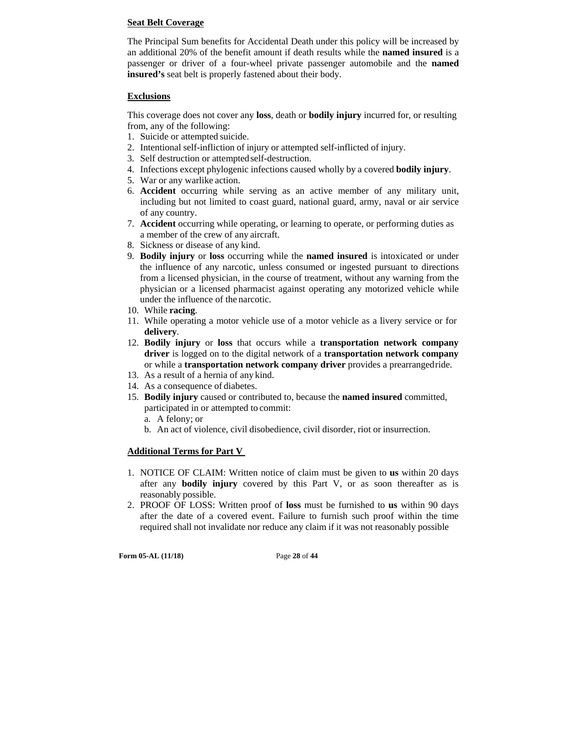**Seat Belt Coverage**

The Principal Sum benefits for Accidental Death under this policy will be increased by an additional 20% of the benefit amount if death results while the **named insured** is a passenger or driver of a four-wheel private passenger automobile and the **named insured's** seat belt is properly fastened about their body.

**Exclusions**

This coverage does not cover any **loss**, death or **bodily injury** incurred for, or resulting from, any of the following:

1. Suicide or attempted suicide.
2. Intentional self-infliction of injury or attempted self-inflicted of injury.
3. Self destruction or attempted self-destruction.
4. Infections except phylogenic infections caused wholly by a covered **bodily injury**.
5. War or any warlike action.
6. **Accident** occurring while serving as an active member of any military unit, including but not limited to coast guard, national guard, army, naval or air service of any country.
7. **Accident** occurring while operating, or learning to operate, or performing duties as a member of the crew of any aircraft.
8. Sickness or disease of any kind.
9. **Bodily injury** or **loss** occurring while the **named insured** is intoxicated or under the influence of any narcotic, unless consumed or ingested pursuant to directions from a licensed physician, in the course of treatment, without any warning from the physician or a licensed pharmacist against operating any motorized vehicle while under the influence of the narcotic.
10. While **racing**.
11. While operating a motor vehicle use of a motor vehicle as a livery service or for **delivery**.
12. **Bodily injury** or **loss** that occurs while a **transportation network company driver** is logged on to the digital network of a **transportation network company** or while a **transportation network company driver** provides a prearranged ride.
13. As a result of a hernia of any kind.
14. As a consequence of diabetes.
15. **Bodily injury** caused or contributed to, because the **named insured** committed, participated in or attempted to commit:
    a. A felony; or
    b. An act of violence, civil disobedience, civil disorder, riot or insurrection.

**Additional Terms for Part V**

1. NOTICE OF CLAIM: Written notice of claim must be given to **us** within 20 days after any **bodily injury** covered by this Part V, or as soon thereafter as is reasonably possible.
2. PROOF OF LOSS: Written proof of **loss** must be furnished to **us** within 90 days after the date of a covered event. Failure to furnish such proof within the time required shall not invalidate nor reduce any claim if it was not reasonably possible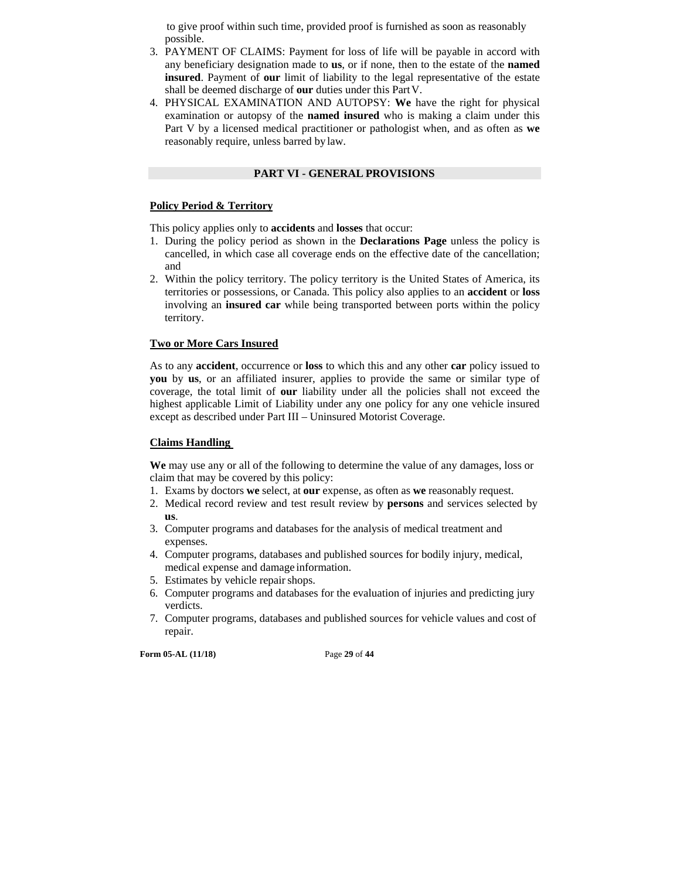to give proof within such time, provided proof is furnished as soon as reasonably possible.

3. PAYMENT OF CLAIMS: Payment for loss of life will be payable in accord with any beneficiary designation made to **us**, or if none, then to the estate of the **named insured**. Payment of **our** limit of liability to the legal representative of the estate shall be deemed discharge of **our** duties under this Part V.
4. PHYSICAL EXAMINATION AND AUTOPSY: **We** have the right for physical examination or autopsy of the **named insured** who is making a claim under this Part V by a licensed medical practitioner or pathologist when, and as often as **we** reasonably require, unless barred by law.

## PART VI - GENERAL PROVISIONS

### Policy Period & Territory

This policy applies only to **accidents** and **losses** that occur:

1. During the policy period as shown in the **Declarations Page** unless the policy is cancelled, in which case all coverage ends on the effective date of the cancellation; and
2. Within the policy territory. The policy territory is the United States of America, its territories or possessions, or Canada. This policy also applies to an **accident** or **loss** involving an **insured car** while being transported between ports within the policy territory.

### Two or More Cars Insured

As to any **accident**, occurrence or **loss** to which this and any other **car** policy issued to **you** by **us**, or an affiliated insurer, applies to provide the same or similar type of coverage, the total limit of **our** liability under all the policies shall not exceed the highest applicable Limit of Liability under any one policy for any one vehicle insured except as described under Part III – Uninsured Motorist Coverage.

### Claims Handling

**We** may use any or all of the following to determine the value of any damages, loss or claim that may be covered by this policy:

1. Exams by doctors **we** select, at **our** expense, as often as **we** reasonably request.
2. Medical record review and test result review by **persons** and services selected by **us**.
3. Computer programs and databases for the analysis of medical treatment and expenses.
4. Computer programs, databases and published sources for bodily injury, medical, medical expense and damage information.
5. Estimates by vehicle repair shops.
6. Computer programs and databases for the evaluation of injuries and predicting jury verdicts.
7. Computer programs, databases and published sources for vehicle values and cost of repair.

Form 05-AL (11/18)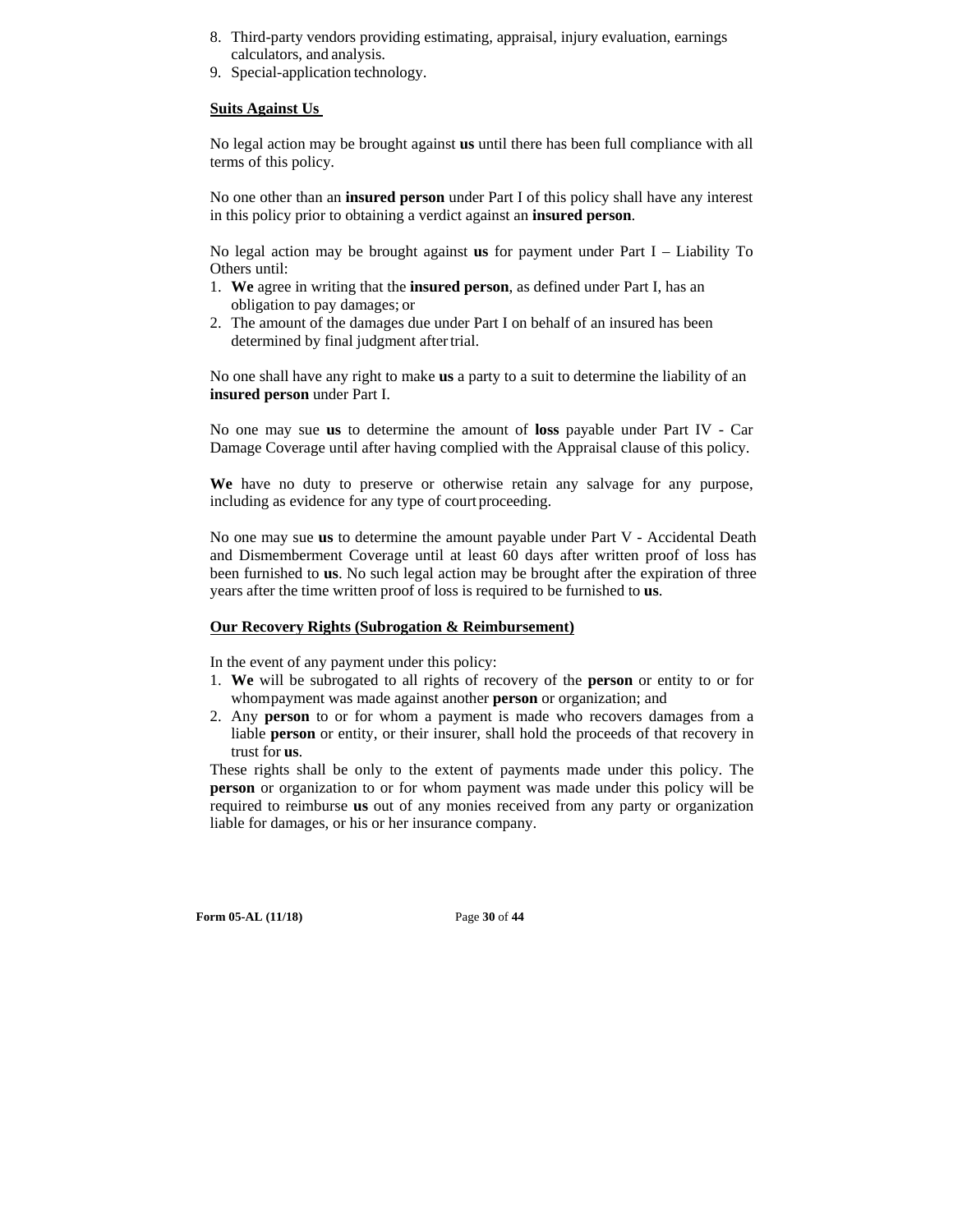8. Third-party vendors providing estimating, appraisal, injury evaluation, earnings calculators, and analysis.
9. Special-application technology.

**Suits Against Us**

No legal action may be brought against **us** until there has been full compliance with all terms of this policy.

No one other than an **insured person** under Part I of this policy shall have any interest in this policy prior to obtaining a verdict against an **insured person**.

No legal action may be brought against **us** for payment under Part I – Liability To Others until:

1. **We** agree in writing that the **insured person**, as defined under Part I, has an obligation to pay damages; or
2. The amount of the damages due under Part I on behalf of an insured has been determined by final judgment after trial.

No one shall have any right to make **us** a party to a suit to determine the liability of an **insured person** under Part I.

No one may sue **us** to determine the amount of **loss** payable under Part IV - Car Damage Coverage until after having complied with the Appraisal clause of this policy.

**We** have no duty to preserve or otherwise retain any salvage for any purpose, including as evidence for any type of court proceeding.

No one may sue **us** to determine the amount payable under Part V - Accidental Death and Dismemberment Coverage until at least 60 days after written proof of loss has been furnished to **us**. No such legal action may be brought after the expiration of three years after the time written proof of loss is required to be furnished to **us**.

**Our Recovery Rights (Subrogation & Reimbursement)**

In the event of any payment under this policy:

1. **We** will be subrogated to all rights of recovery of the **person** or entity to or for whom payment was made against another **person** or organization; and
2. Any **person** to or for whom a payment is made who recovers damages from a liable **person** or entity, or their insurer, shall hold the proceeds of that recovery in trust for **us**.

These rights shall be only to the extent of payments made under this policy. The **person** or organization to or for whom payment was made under this policy will be required to reimburse **us** out of any monies received from any party or organization liable for damages, or his or her insurance company.

Form 05-AL (11/18)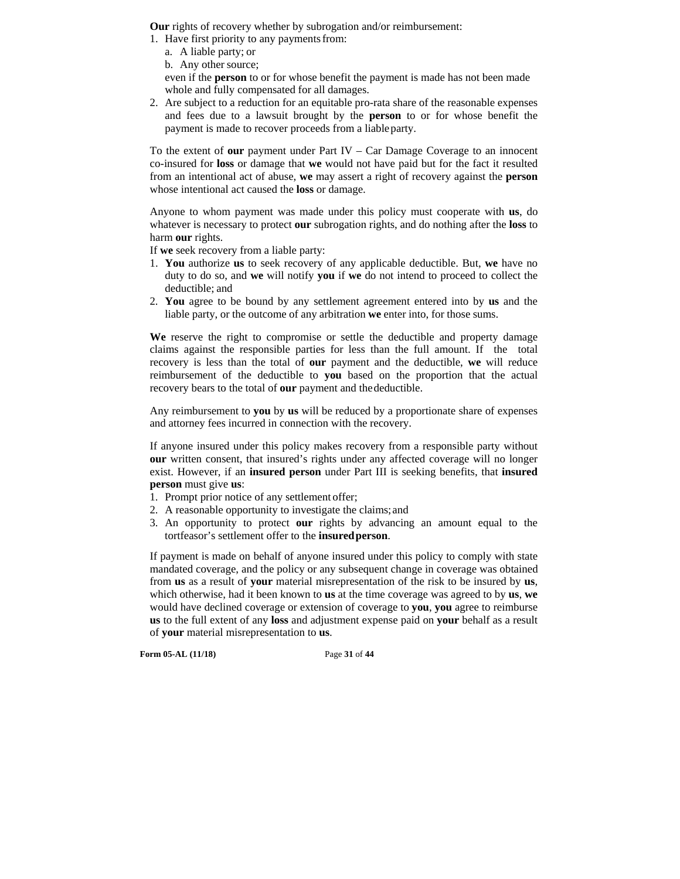**Our** rights of recovery whether by subrogation and/or reimbursement:

1. Have first priority to any payments from:
   a. A liable party; or
   b. Any other source;

   even if the **person** to or for whose benefit the payment is made has not been made whole and fully compensated for all damages.
2. Are subject to a reduction for an equitable pro-rata share of the reasonable expenses and fees due to a lawsuit brought by the **person** to or for whose benefit the payment is made to recover proceeds from a liable party.

To the extent of **our** payment under Part IV – Car Damage Coverage to an innocent co-insured for **loss** or damage that **we** would not have paid but for the fact it resulted from an intentional act of abuse, **we** may assert a right of recovery against the **person** whose intentional act caused the **loss** or damage.

Anyone to whom payment was made under this policy must cooperate with **us**, do whatever is necessary to protect **our** subrogation rights, and do nothing after the **loss** to harm **our** rights.

If **we** seek recovery from a liable party:

1. **You** authorize **us** to seek recovery of any applicable deductible. But, **we** have no duty to do so, and **we** will notify **you** if **we** do not intend to proceed to collect the deductible; and
2. **You** agree to be bound by any settlement agreement entered into by **us** and the liable party, or the outcome of any arbitration **we** enter into, for those sums.

**We** reserve the right to compromise or settle the deductible and property damage claims against the responsible parties for less than the full amount. If the total recovery is less than the total of **our** payment and the deductible, **we** will reduce reimbursement of the deductible to **you** based on the proportion that the actual recovery bears to the total of **our** payment and the deductible.

Any reimbursement to **you** by **us** will be reduced by a proportionate share of expenses and attorney fees incurred in connection with the recovery.

If anyone insured under this policy makes recovery from a responsible party without **our** written consent, that insured's rights under any affected coverage will no longer exist. However, if an **insured person** under Part III is seeking benefits, that **insured person** must give **us**:

1. Prompt prior notice of any settlement offer;
2. A reasonable opportunity to investigate the claims; and
3. An opportunity to protect **our** rights by advancing an amount equal to the tortfeasor's settlement offer to the **insured person**.

If payment is made on behalf of anyone insured under this policy to comply with state mandated coverage, and the policy or any subsequent change in coverage was obtained from **us** as a result of **your** material misrepresentation of the risk to be insured by **us**, which otherwise, had it been known to **us** at the time coverage was agreed to by **us**, **we** would have declined coverage or extension of coverage to **you**, **you** agree to reimburse **us** to the full extent of any **loss** and adjustment expense paid on **your** behalf as a result of **your** material misrepresentation to **us**.

**Form 05-AL (11/18)**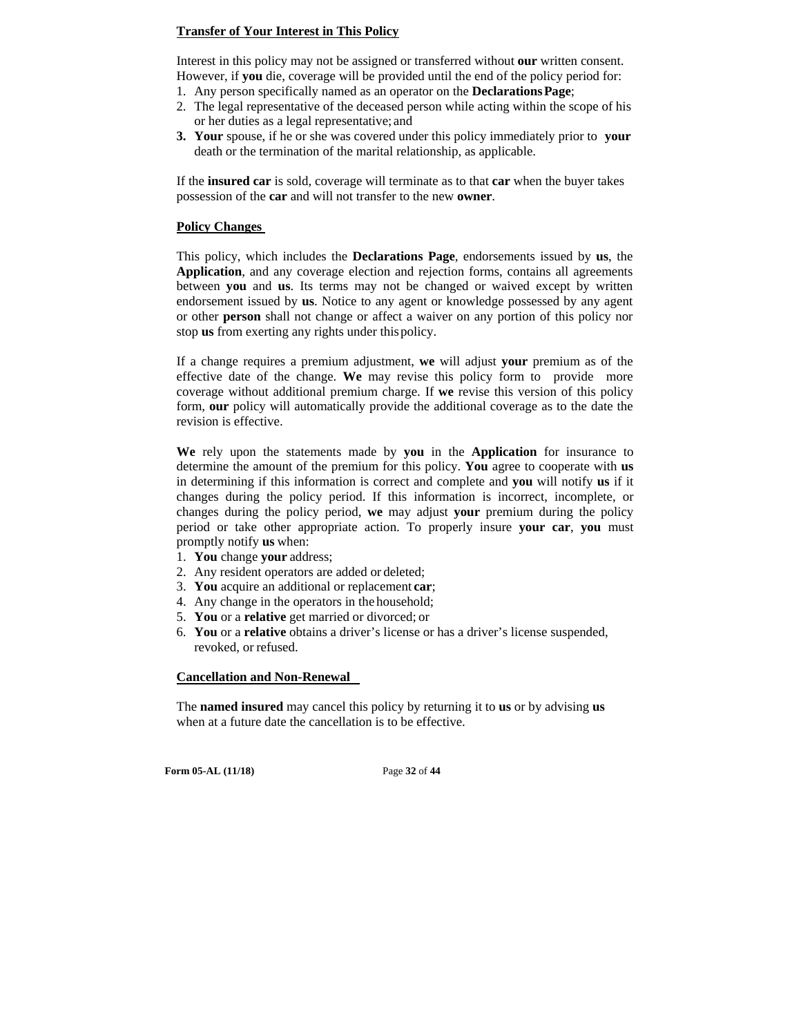**Transfer of Your Interest in This Policy**

Interest in this policy may not be assigned or transferred without **our** written consent. However, if **you** die, coverage will be provided until the end of the policy period for:

1. Any person specifically named as an operator on the **Declarations Page**;
2. The legal representative of the deceased person while acting within the scope of his or her duties as a legal representative; and
3. **Your** spouse, if he or she was covered under this policy immediately prior to **your** death or the termination of the marital relationship, as applicable.

If the **insured car** is sold, coverage will terminate as to that **car** when the buyer takes possession of the **car** and will not transfer to the new **owner**.

**Policy Changes**

This policy, which includes the **Declarations Page**, endorsements issued by **us**, the **Application**, and any coverage election and rejection forms, contains all agreements between **you** and **us**. Its terms may not be changed or waived except by written endorsement issued by **us**. Notice to any agent or knowledge possessed by any agent or other **person** shall not change or affect a waiver on any portion of this policy nor stop **us** from exerting any rights under this policy.

If a change requires a premium adjustment, **we** will adjust **your** premium as of the effective date of the change. **We** may revise this policy form to provide more coverage without additional premium charge. If **we** revise this version of this policy form, **our** policy will automatically provide the additional coverage as to the date the revision is effective.

**We** rely upon the statements made by **you** in the **Application** for insurance to determine the amount of the premium for this policy. **You** agree to cooperate with **us** in determining if this information is correct and complete and **you** will notify **us** if it changes during the policy period. If this information is incorrect, incomplete, or changes during the policy period, **we** may adjust **your** premium during the policy period or take other appropriate action. To properly insure **your car**, **you** must promptly notify **us** when:

1. **You** change **your** address;
2. Any resident operators are added or deleted;
3. **You** acquire an additional or replacement **car**;
4. Any change in the operators in the household;
5. **You** or a **relative** get married or divorced; or
6. **You** or a **relative** obtains a driver's license or has a driver's license suspended, revoked, or refused.

**Cancellation and Non-Renewal**

The **named insured** may cancel this policy by returning it to **us** or by advising **us** when at a future date the cancellation is to be effective.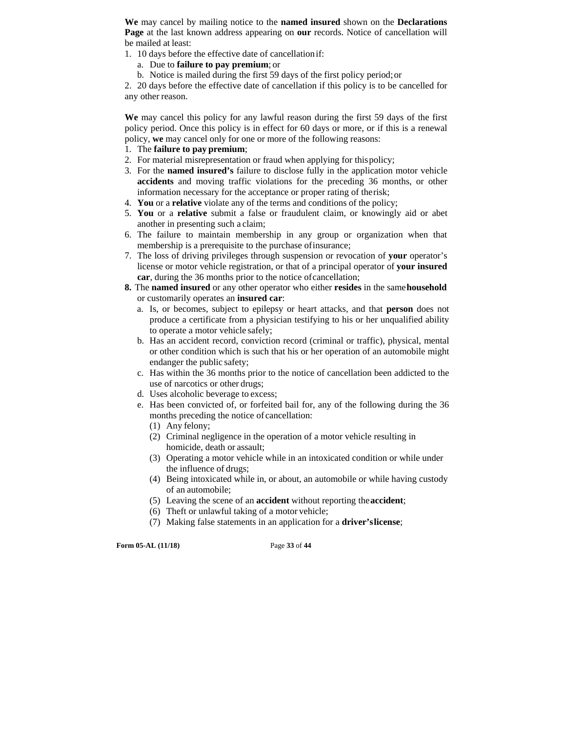**We** may cancel by mailing notice to the **named insured** shown on the **Declarations Page** at the last known address appearing on **our** records. Notice of cancellation will be mailed at least:

1. 10 days before the effective date of cancellation if:
   a. Due to **failure to pay premium**; or
   b. Notice is mailed during the first 59 days of the first policy period; or
2. 20 days before the effective date of cancellation if this policy is to be cancelled for any other reason.

**We** may cancel this policy for any lawful reason during the first 59 days of the first policy period. Once this policy is in effect for 60 days or more, or if this is a renewal policy, **we** may cancel only for one or more of the following reasons:

1. The **failure to pay premium**;
2. For material misrepresentation or fraud when applying for this policy;
3. For the **named insured's** failure to disclose fully in the application motor vehicle **accidents** and moving traffic violations for the preceding 36 months, or other information necessary for the acceptance or proper rating of the risk;
4. **You** or a **relative** violate any of the terms and conditions of the policy;
5. **You** or a **relative** submit a false or fraudulent claim, or knowingly aid or abet another in presenting such a claim;
6. The failure to maintain membership in any group or organization when that membership is a prerequisite to the purchase of insurance;
7. The loss of driving privileges through suspension or revocation of **your** operator's license or motor vehicle registration, or that of a principal operator of **your insured car**, during the 36 months prior to the notice of cancellation;
8. The **named insured** or any other operator who either **resides** in the same **household** or customarily operates an **insured car**:
   a. Is, or becomes, subject to epilepsy or heart attacks, and that **person** does not produce a certificate from a physician testifying to his or her unqualified ability to operate a motor vehicle safely;
   b. Has an accident record, conviction record (criminal or traffic), physical, mental or other condition which is such that his or her operation of an automobile might endanger the public safety;
   c. Has within the 36 months prior to the notice of cancellation been addicted to the use of narcotics or other drugs;
   d. Uses alcoholic beverage to excess;
   e. Has been convicted of, or forfeited bail for, any of the following during the 36 months preceding the notice of cancellation:
      (1) Any felony;
      (2) Criminal negligence in the operation of a motor vehicle resulting in homicide, death or assault;
      (3) Operating a motor vehicle while in an intoxicated condition or while under the influence of drugs;
      (4) Being intoxicated while in, or about, an automobile or while having custody of an automobile;
      (5) Leaving the scene of an **accident** without reporting the **accident**;
      (6) Theft or unlawful taking of a motor vehicle;
      (7) Making false statements in an application for a **driver's license**;

Form 05-AL (11/18)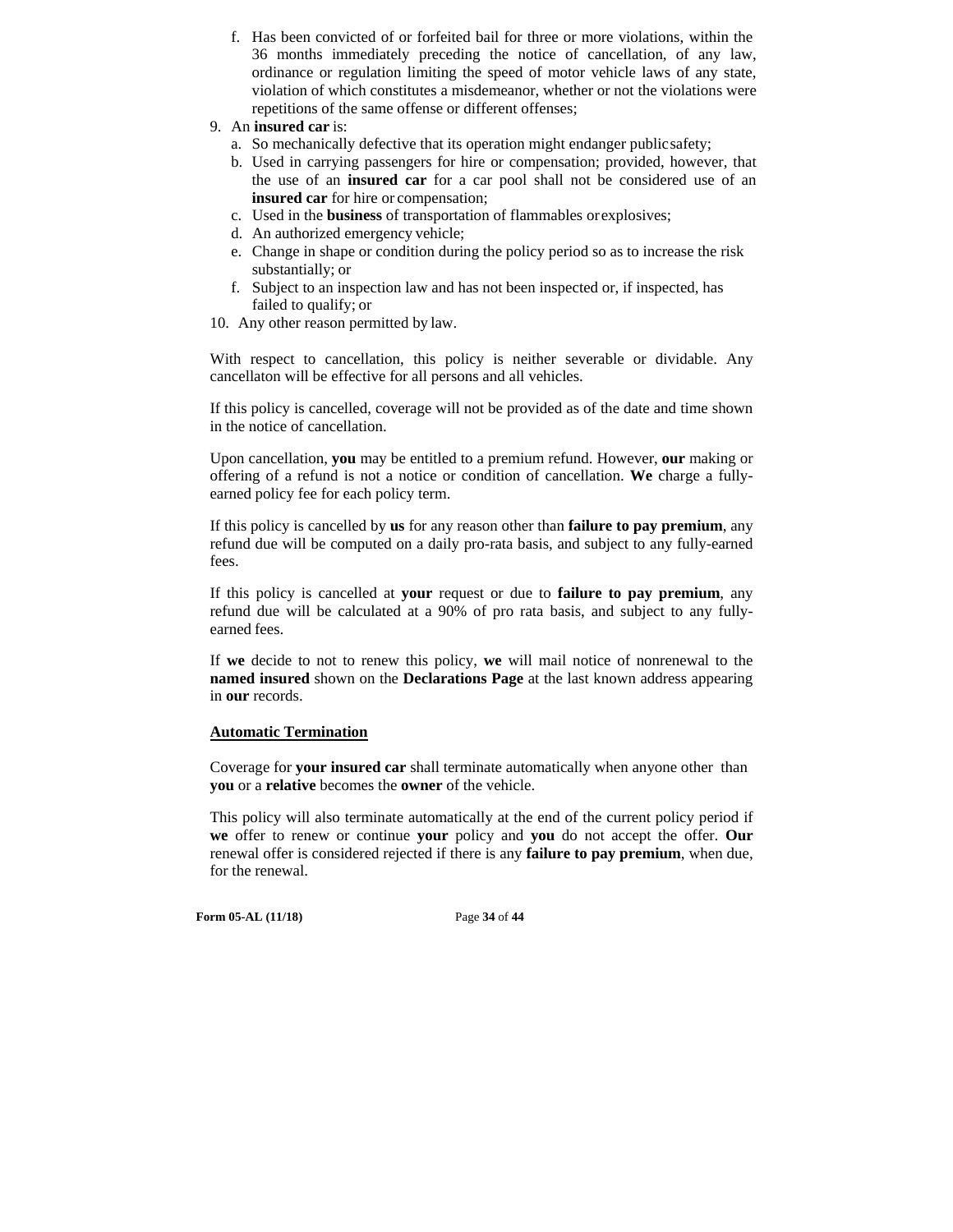f. Has been convicted of or forfeited bail for three or more violations, within the 36 months immediately preceding the notice of cancellation, of any law, ordinance or regulation limiting the speed of motor vehicle laws of any state, violation of which constitutes a misdemeanor, whether or not the violations were repetitions of the same offense or different offenses;

9. An **insured car** is:
   a. So mechanically defective that its operation might endanger publicsafety;
   b. Used in carrying passengers for hire or compensation; provided, however, that the use of an **insured car** for a car pool shall not be considered use of an **insured car** for hire or compensation;
   c. Used in the **business** of transportation of flammables orexplosives;
   d. An authorized emergency vehicle;
   e. Change in shape or condition during the policy period so as to increase the risk substantially; or
   f. Subject to an inspection law and has not been inspected or, if inspected, has failed to qualify; or
10. Any other reason permitted by law.

With respect to cancellation, this policy is neither severable or dividable. Any cancellaton will be effective for all persons and all vehicles.

If this policy is cancelled, coverage will not be provided as of the date and time shown in the notice of cancellation.

Upon cancellation, **you** may be entitled to a premium refund. However, **our** making or offering of a refund is not a notice or condition of cancellation. **We** charge a fully-earned policy fee for each policy term.

If this policy is cancelled by **us** for any reason other than **failure to pay premium**, any refund due will be computed on a daily pro-rata basis, and subject to any fully-earned fees.

If this policy is cancelled at **your** request or due to **failure to pay premium**, any refund due will be calculated at a 90% of pro rata basis, and subject to any fully-earned fees.

If **we** decide to not to renew this policy, **we** will mail notice of nonrenewal to the **named insured** shown on the **Declarations Page** at the last known address appearing in **our** records.

**Automatic Termination**

Coverage for **your insured car** shall terminate automatically when anyone other than **you** or a **relative** becomes the **owner** of the vehicle.

This policy will also terminate automatically at the end of the current policy period if **we** offer to renew or continue **your** policy and **you** do not accept the offer. **Our** renewal offer is considered rejected if there is any **failure to pay premium**, when due, for the renewal.

**Form 05-AL (11/18)**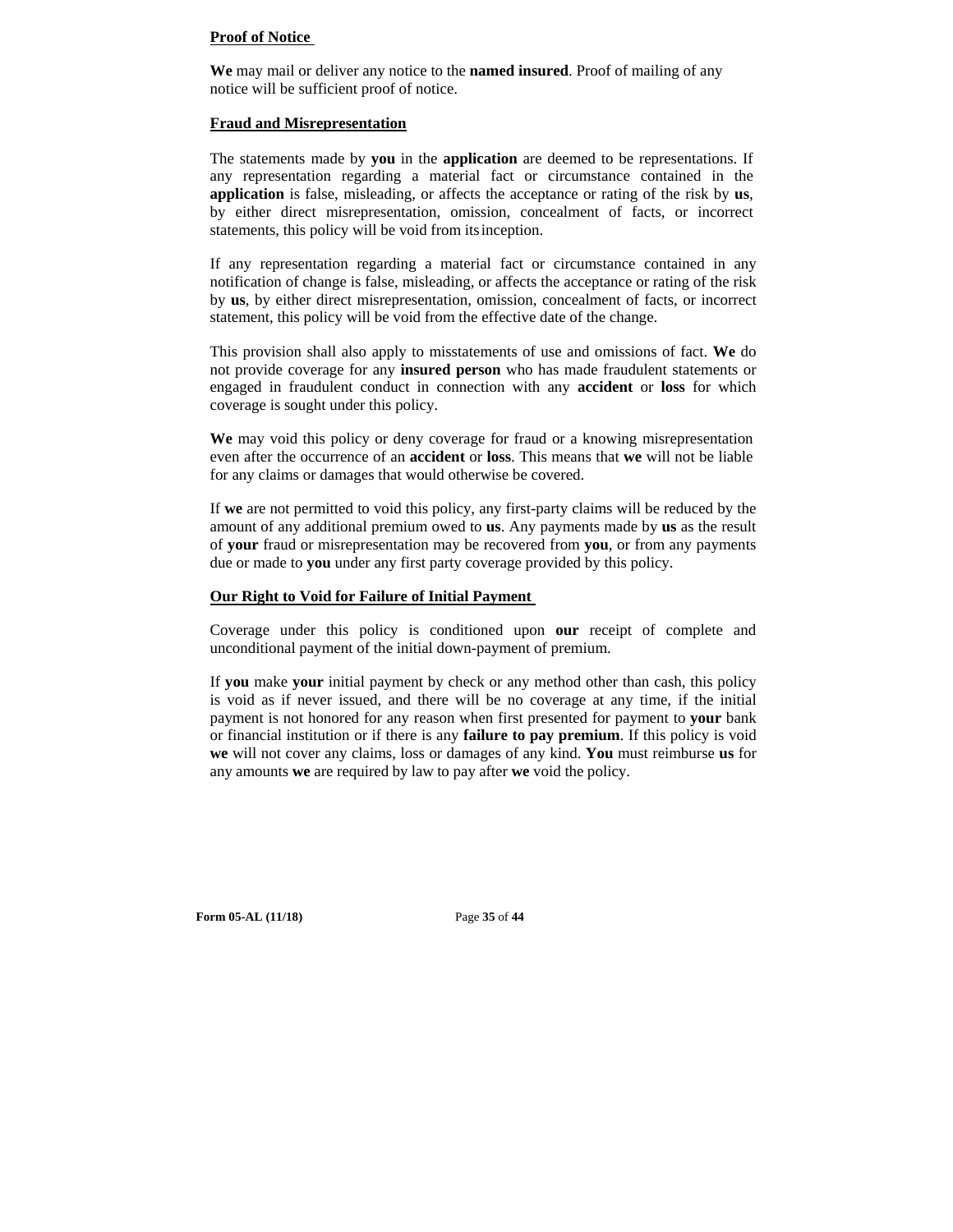**Proof of Notice**

**We** may mail or deliver any notice to the **named insured**. Proof of mailing of any notice will be sufficient proof of notice.

**Fraud and Misrepresentation**

The statements made by **you** in the **application** are deemed to be representations. If any representation regarding a material fact or circumstance contained in the **application** is false, misleading, or affects the acceptance or rating of the risk by **us**, by either direct misrepresentation, omission, concealment of facts, or incorrect statements, this policy will be void from its inception.

If any representation regarding a material fact or circumstance contained in any notification of change is false, misleading, or affects the acceptance or rating of the risk by **us**, by either direct misrepresentation, omission, concealment of facts, or incorrect statement, this policy will be void from the effective date of the change.

This provision shall also apply to misstatements of use and omissions of fact. **We** do not provide coverage for any **insured person** who has made fraudulent statements or engaged in fraudulent conduct in connection with any **accident** or **loss** for which coverage is sought under this policy.

**We** may void this policy or deny coverage for fraud or a knowing misrepresentation even after the occurrence of an **accident** or **loss**. This means that **we** will not be liable for any claims or damages that would otherwise be covered.

If **we** are not permitted to void this policy, any first-party claims will be reduced by the amount of any additional premium owed to **us**. Any payments made by **us** as the result of **your** fraud or misrepresentation may be recovered from **you**, or from any payments due or made to **you** under any first party coverage provided by this policy.

**Our Right to Void for Failure of Initial Payment**

Coverage under this policy is conditioned upon **our** receipt of complete and unconditional payment of the initial down-payment of premium.

If **you** make **your** initial payment by check or any method other than cash, this policy is void as if never issued, and there will be no coverage at any time, if the initial payment is not honored for any reason when first presented for payment to **your** bank or financial institution or if there is any **failure to pay premium**. If this policy is void **we** will not cover any claims, loss or damages of any kind. **You** must reimburse **us** for any amounts **we** are required by law to pay after **we** void the policy.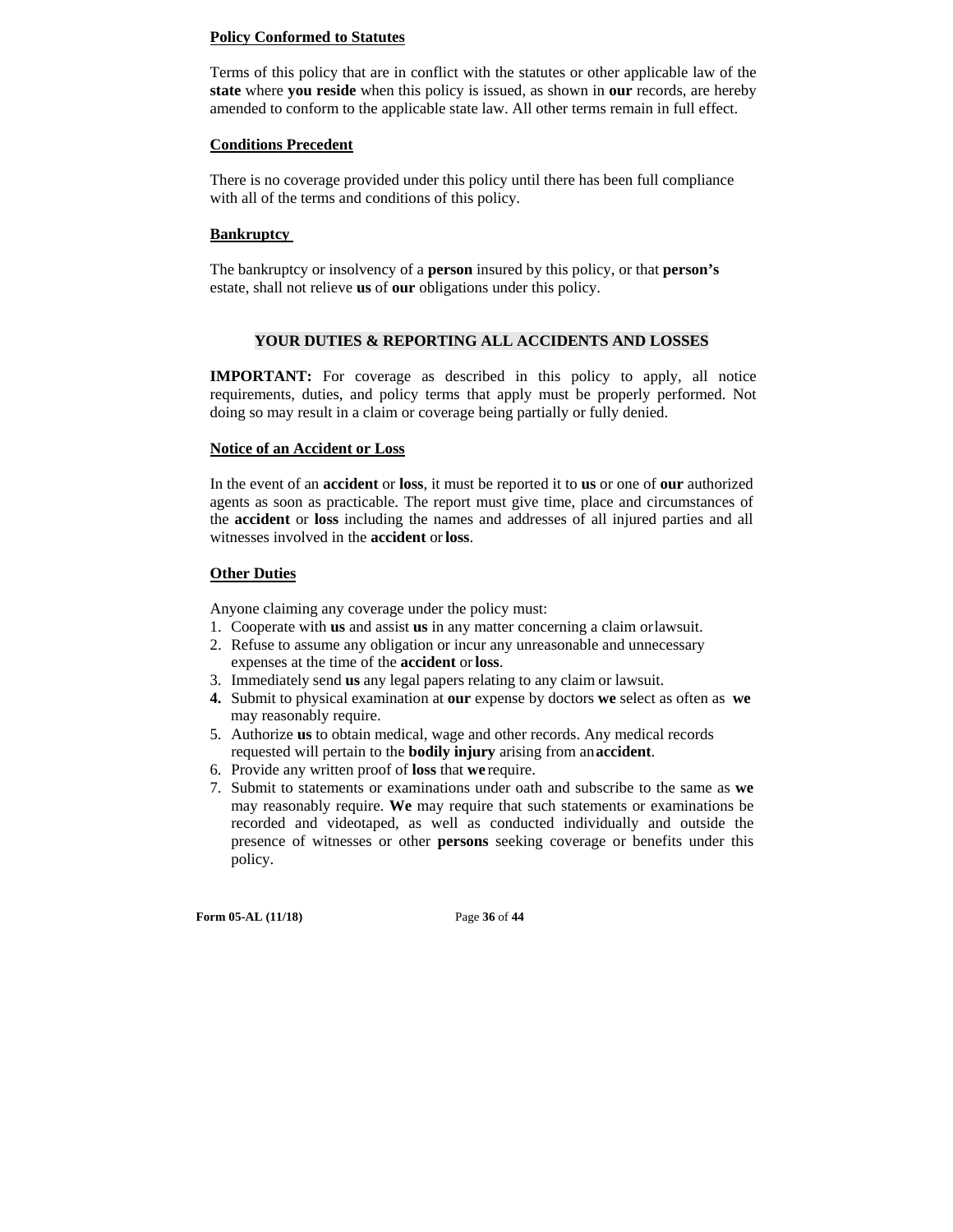**Policy Conformed to Statutes**

Terms of this policy that are in conflict with the statutes or other applicable law of the **state** where **you reside** when this policy is issued, as shown in **our** records, are hereby amended to conform to the applicable state law. All other terms remain in full effect.

**Conditions Precedent**

There is no coverage provided under this policy until there has been full compliance with all of the terms and conditions of this policy.

**Bankruptcy**

The bankruptcy or insolvency of a **person** insured by this policy, or that **person's** estate, shall not relieve **us** of **our** obligations under this policy.

## YOUR DUTIES & REPORTING ALL ACCIDENTS AND LOSSES

**IMPORTANT:** For coverage as described in this policy to apply, all notice requirements, duties, and policy terms that apply must be properly performed. Not doing so may result in a claim or coverage being partially or fully denied.

**Notice of an Accident or Loss**

In the event of an **accident** or **loss**, it must be reported it to **us** or one of **our** authorized agents as soon as practicable. The report must give time, place and circumstances of the **accident** or **loss** including the names and addresses of all injured parties and all witnesses involved in the **accident** or **loss**.

**Other Duties**

Anyone claiming any coverage under the policy must:

1. Cooperate with **us** and assist **us** in any matter concerning a claim or lawsuit.
2. Refuse to assume any obligation or incur any unreasonable and unnecessary expenses at the time of the **accident** or **loss**.
3. Immediately send **us** any legal papers relating to any claim or lawsuit.
4. Submit to physical examination at **our** expense by doctors **we** select as often as **we** may reasonably require.
5. Authorize **us** to obtain medical, wage and other records. Any medical records requested will pertain to the **bodily injury** arising from an **accident**.
6. Provide any written proof of **loss** that **we** require.
7. Submit to statements or examinations under oath and subscribe to the same as **we** may reasonably require. **We** may require that such statements or examinations be recorded and videotaped, as well as conducted individually and outside the presence of witnesses or other **persons** seeking coverage or benefits under this policy.

Form 05-AL (11/18)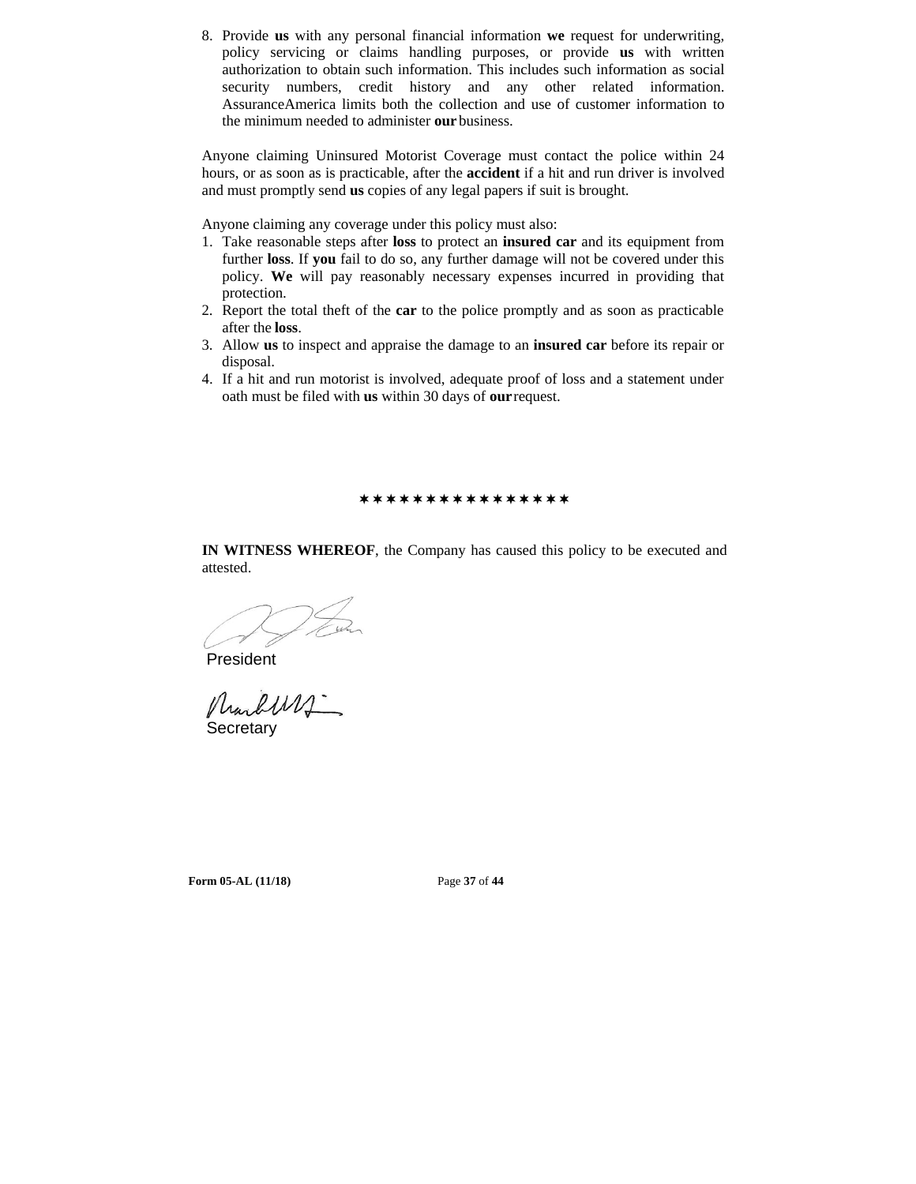8. Provide **us** with any personal financial information **we** request for underwriting, policy servicing or claims handling purposes, or provide **us** with written authorization to obtain such information. This includes such information as social security numbers, credit history and any other related information. AssuranceAmerica limits both the collection and use of customer information to the minimum needed to administer **our** business.

Anyone claiming Uninsured Motorist Coverage must contact the police within 24 hours, or as soon as is practicable, after the **accident** if a hit and run driver is involved and must promptly send **us** copies of any legal papers if suit is brought.

Anyone claiming any coverage under this policy must also:

1. Take reasonable steps after **loss** to protect an **insured car** and its equipment from further **loss**. If **you** fail to do so, any further damage will not be covered under this policy. **We** will pay reasonably necessary expenses incurred in providing that protection.
2. Report the total theft of the **car** to the police promptly and as soon as practicable after the **loss**.
3. Allow **us** to inspect and appraise the damage to an **insured car** before its repair or disposal.
4. If a hit and run motorist is involved, adequate proof of loss and a statement under oath must be filed with **us** within 30 days of **our** request.

∗ ∗ ∗ ∗ ∗ ∗ ∗ ∗ ∗ ∗ ∗ ∗ ∗ ∗ ∗ ∗

**IN WITNESS WHEREOF**, the Company has caused this policy to be executed and attested.

President

Secretary

**Form 05-AL (11/18)**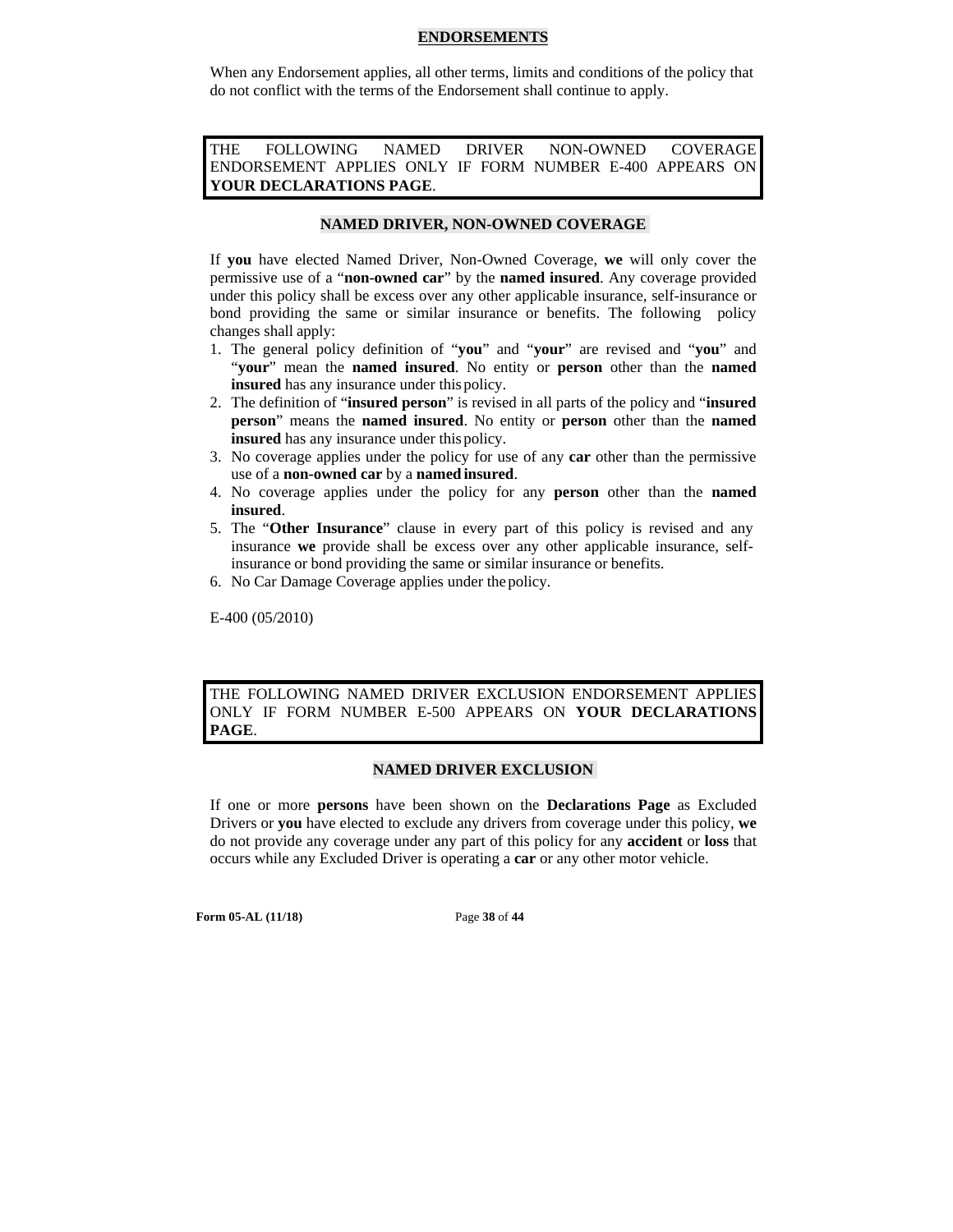## ENDORSEMENTS

When any Endorsement applies, all other terms, limits and conditions of the policy that do not conflict with the terms of the Endorsement shall continue to apply.

THE FOLLOWING NAMED DRIVER NON-OWNED COVERAGE ENDORSEMENT APPLIES ONLY IF FORM NUMBER E-400 APPEARS ON **YOUR DECLARATIONS PAGE**.

### NAMED DRIVER, NON-OWNED COVERAGE

If **you** have elected Named Driver, Non-Owned Coverage, **we** will only cover the permissive use of a "**non-owned car**" by the **named insured**. Any coverage provided under this policy shall be excess over any other applicable insurance, self-insurance or bond providing the same or similar insurance or benefits. The following policy changes shall apply:

1. The general policy definition of "**you**" and "**your**" are revised and "**you**" and "**your**" mean the **named insured**. No entity or **person** other than the **named insured** has any insurance under this policy.
2. The definition of "**insured person**" is revised in all parts of the policy and "**insured person**" means the **named insured**. No entity or **person** other than the **named insured** has any insurance under this policy.
3. No coverage applies under the policy for use of any **car** other than the permissive use of a **non-owned car** by a **named insured**.
4. No coverage applies under the policy for any **person** other than the **named insured**.
5. The "**Other Insurance**" clause in every part of this policy is revised and any insurance **we** provide shall be excess over any other applicable insurance, self-insurance or bond providing the same or similar insurance or benefits.
6. No Car Damage Coverage applies under the policy.

E-400 (05/2010)

THE FOLLOWING NAMED DRIVER EXCLUSION ENDORSEMENT APPLIES ONLY IF FORM NUMBER E-500 APPEARS ON **YOUR DECLARATIONS PAGE**.

### NAMED DRIVER EXCLUSION

If one or more **persons** have been shown on the **Declarations Page** as Excluded Drivers or **you** have elected to exclude any drivers from coverage under this policy, **we** do not provide any coverage under any part of this policy for any **accident** or **loss** that occurs while any Excluded Driver is operating a **car** or any other motor vehicle.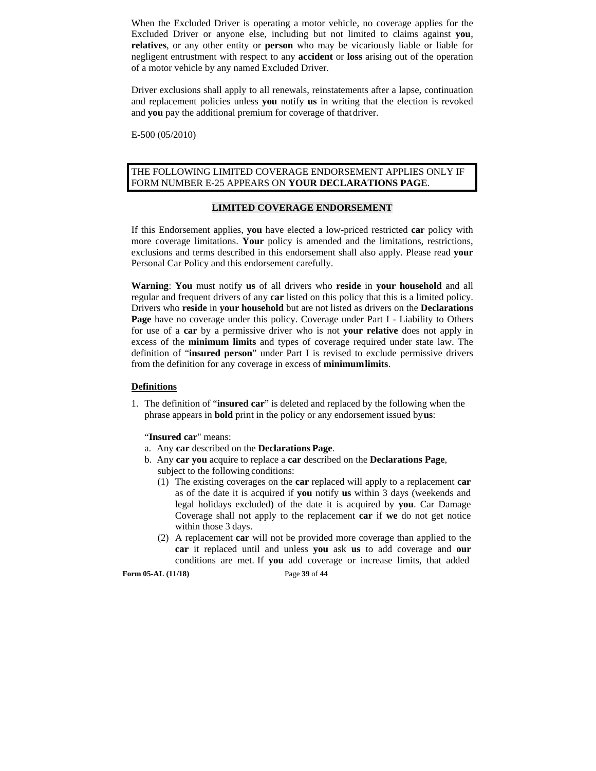When the Excluded Driver is operating a motor vehicle, no coverage applies for the Excluded Driver or anyone else, including but not limited to claims against **you**, **relatives**, or any other entity or **person** who may be vicariously liable or liable for negligent entrustment with respect to any **accident** or **loss** arising out of the operation of a motor vehicle by any named Excluded Driver.

Driver exclusions shall apply to all renewals, reinstatements after a lapse, continuation and replacement policies unless **you** notify **us** in writing that the election is revoked and **you** pay the additional premium for coverage of that driver.

E-500 (05/2010)

THE FOLLOWING LIMITED COVERAGE ENDORSEMENT APPLIES ONLY IF FORM NUMBER E-25 APPEARS ON **YOUR DECLARATIONS PAGE**.

## LIMITED COVERAGE ENDORSEMENT

If this Endorsement applies, **you** have elected a low-priced restricted **car** policy with more coverage limitations. **Your** policy is amended and the limitations, restrictions, exclusions and terms described in this endorsement shall also apply. Please read **your** Personal Car Policy and this endorsement carefully.

**Warning**: **You** must notify **us** of all drivers who **reside** in **your household** and all regular and frequent drivers of any **car** listed on this policy that this is a limited policy. Drivers who **reside** in **your household** but are not listed as drivers on the **Declarations Page** have no coverage under this policy. Coverage under Part I - Liability to Others for use of a **car** by a permissive driver who is not **your relative** does not apply in excess of the **minimum limits** and types of coverage required under state law. The definition of "**insured person**" under Part I is revised to exclude permissive drivers from the definition for any coverage in excess of **minimum limits**.

### Definitions

1. The definition of "**insured car**" is deleted and replaced by the following when the phrase appears in **bold** print in the policy or any endorsement issued by **us**:

   "**Insured car**" means:
   
   a. Any **car** described on the **Declarations Page**.
   
   b. Any **car you** acquire to replace a **car** described on the **Declarations Page**, subject to the following conditions:
      
      (1) The existing coverages on the **car** replaced will apply to a replacement **car** as of the date it is acquired if **you** notify **us** within 3 days (weekends and legal holidays excluded) of the date it is acquired by **you**. Car Damage Coverage shall not apply to the replacement **car** if **we** do not get notice within those 3 days.
      
      (2) A replacement **car** will not be provided more coverage than applied to the **car** it replaced until and unless **you** ask **us** to add coverage and **our** conditions are met. If **you** add coverage or increase limits, that added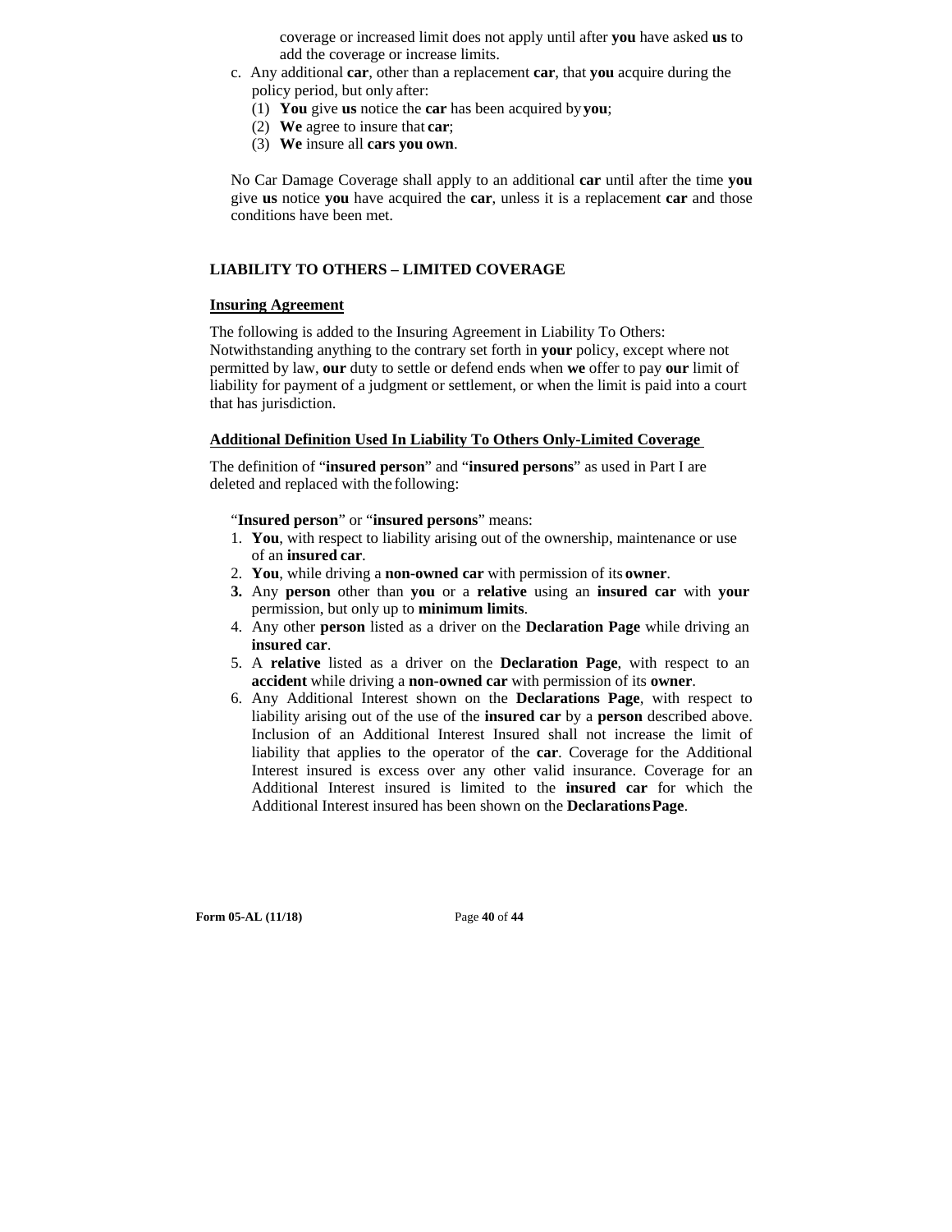coverage or increased limit does not apply until after **you** have asked **us** to add the coverage or increase limits.

c. Any additional **car**, other than a replacement **car**, that **you** acquire during the policy period, but only after:
   (1) **You** give **us** notice the **car** has been acquired by **you**;
   (2) **We** agree to insure that **car**;
   (3) **We** insure all **cars you own**.

No Car Damage Coverage shall apply to an additional **car** until after the time **you** give **us** notice **you** have acquired the **car**, unless it is a replacement **car** and those conditions have been met.

## LIABILITY TO OTHERS – LIMITED COVERAGE

### Insuring Agreement

The following is added to the Insuring Agreement in Liability To Others: Notwithstanding anything to the contrary set forth in **your** policy, except where not permitted by law, **our** duty to settle or defend ends when **we** offer to pay **our** limit of liability for payment of a judgment or settlement, or when the limit is paid into a court that has jurisdiction.

### Additional Definition Used In Liability To Others Only-Limited Coverage

The definition of "**insured person**" and "**insured persons**" as used in Part I are deleted and replaced with the following:

"**Insured person**" or "**insured persons**" means:

1. **You**, with respect to liability arising out of the ownership, maintenance or use of an **insured car**.
2. **You**, while driving a **non-owned car** with permission of its **owner**.
3. Any **person** other than **you** or a **relative** using an **insured car** with **your** permission, but only up to **minimum limits**.
4. Any other **person** listed as a driver on the **Declaration Page** while driving an **insured car**.
5. A **relative** listed as a driver on the **Declaration Page**, with respect to an **accident** while driving a **non-owned car** with permission of its **owner**.
6. Any Additional Interest shown on the **Declarations Page**, with respect to liability arising out of the use of the **insured car** by a **person** described above. Inclusion of an Additional Interest Insured shall not increase the limit of liability that applies to the operator of the **car**. Coverage for the Additional Interest insured is excess over any other valid insurance. Coverage for an Additional Interest insured is limited to the **insured car** for which the Additional Interest insured has been shown on the **Declarations Page**.

Form 05-AL (11/18)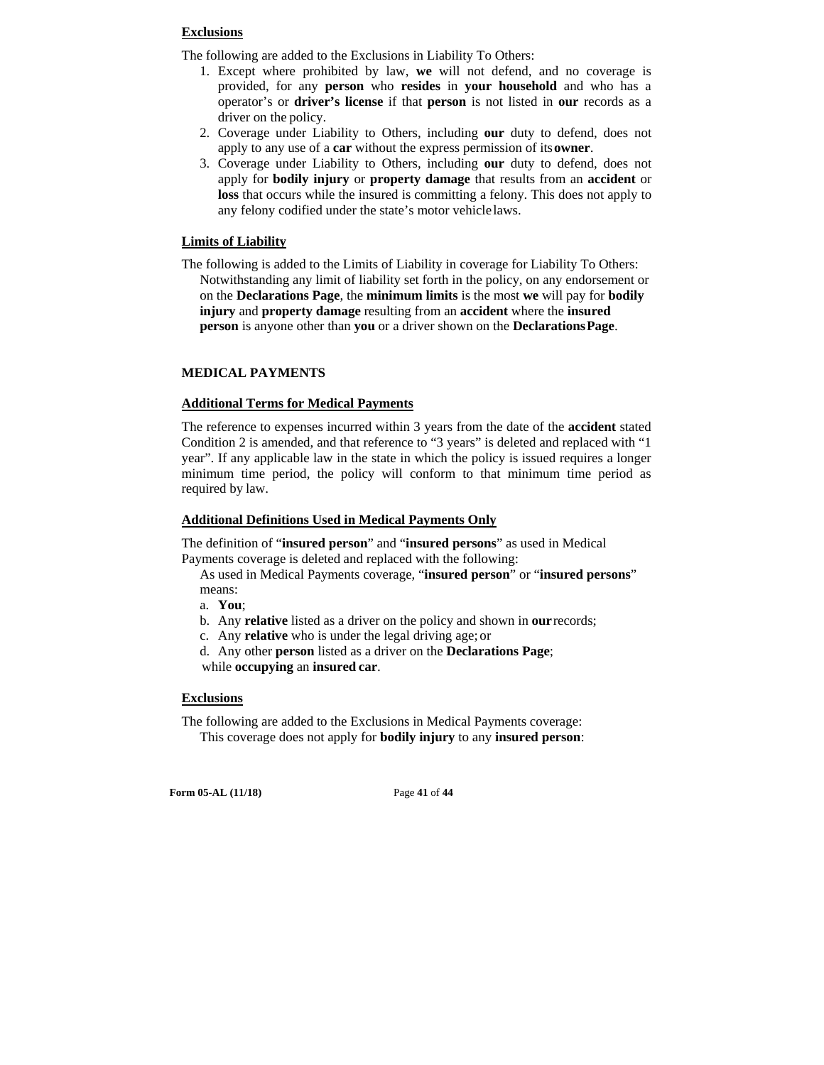**Exclusions**

The following are added to the Exclusions in Liability To Others:

1. Except where prohibited by law, **we** will not defend, and no coverage is provided, for any **person** who **resides** in **your household** and who has a operator's or **driver's license** if that **person** is not listed in **our** records as a driver on the policy.
2. Coverage under Liability to Others, including **our** duty to defend, does not apply to any use of a **car** without the express permission of its **owner**.
3. Coverage under Liability to Others, including **our** duty to defend, does not apply for **bodily injury** or **property damage** that results from an **accident** or **loss** that occurs while the insured is committing a felony. This does not apply to any felony codified under the state's motor vehicle laws.

**Limits of Liability**

The following is added to the Limits of Liability in coverage for Liability To Others:

Notwithstanding any limit of liability set forth in the policy, on any endorsement or on the **Declarations Page**, the **minimum limits** is the most **we** will pay for **bodily injury** and **property damage** resulting from an **accident** where the **insured person** is anyone other than **you** or a driver shown on the **Declarations Page**.

**MEDICAL PAYMENTS**

**Additional Terms for Medical Payments**

The reference to expenses incurred within 3 years from the date of the **accident** stated Condition 2 is amended, and that reference to "3 years" is deleted and replaced with "1 year". If any applicable law in the state in which the policy is issued requires a longer minimum time period, the policy will conform to that minimum time period as required by law.

**Additional Definitions Used in Medical Payments Only**

The definition of "**insured person**" and "**insured persons**" as used in Medical Payments coverage is deleted and replaced with the following:

As used in Medical Payments coverage, "**insured person**" or "**insured persons**" means:

a. **You**;
b. Any **relative** listed as a driver on the policy and shown in **our** records;
c. Any **relative** who is under the legal driving age; or
d. Any other **person** listed as a driver on the **Declarations Page**;

while **occupying** an **insured car**.

**Exclusions**

The following are added to the Exclusions in Medical Payments coverage:

This coverage does not apply for **bodily injury** to any **insured person**: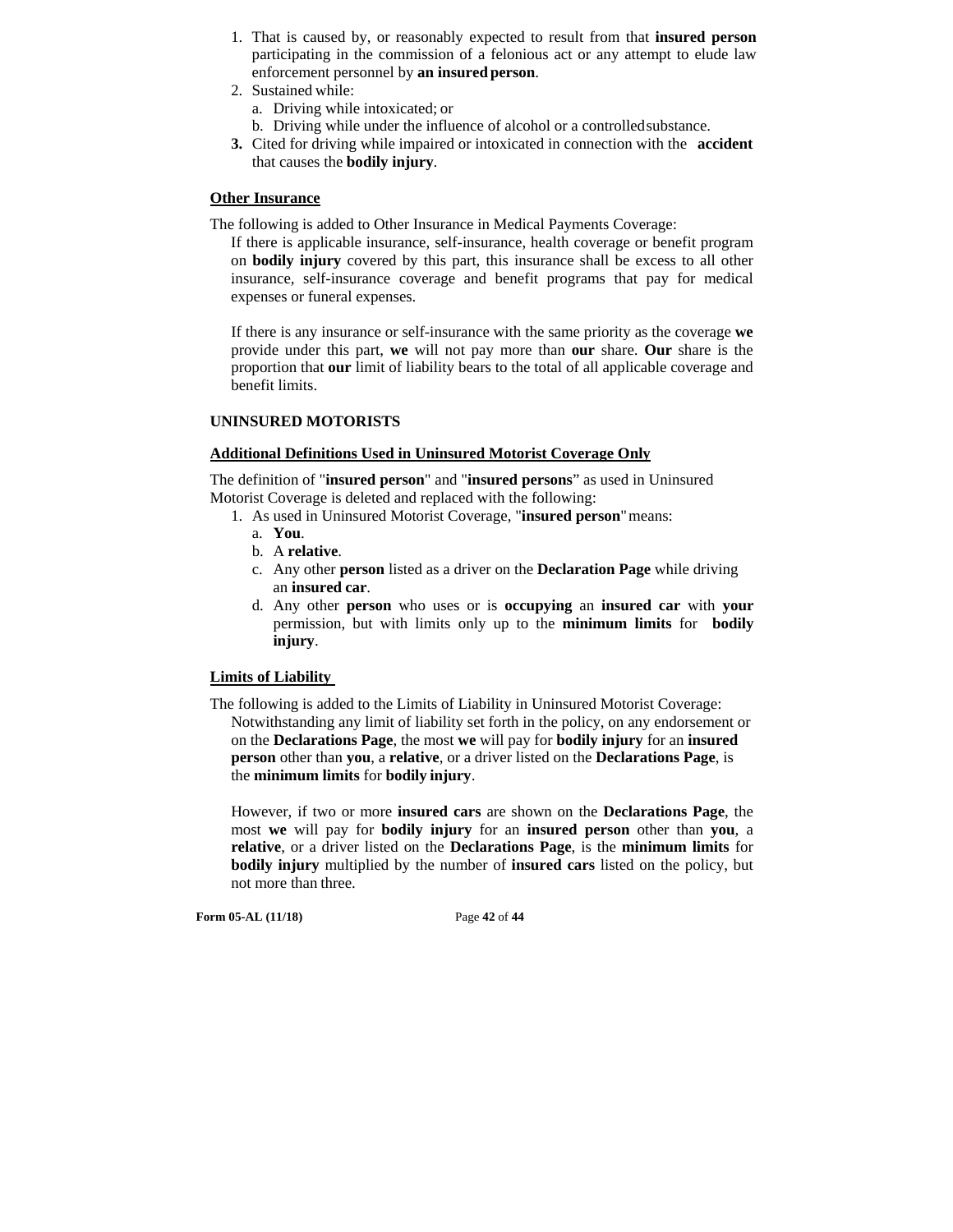1. That is caused by, or reasonably expected to result from that **insured person** participating in the commission of a felonious act or any attempt to elude law enforcement personnel by **an insured person**.
2. Sustained while:
   a. Driving while intoxicated; or
   b. Driving while under the influence of alcohol or a controlled substance.
3. Cited for driving while impaired or intoxicated in connection with the **accident** that causes the **bodily injury**.

**Other Insurance**

The following is added to Other Insurance in Medical Payments Coverage:

If there is applicable insurance, self-insurance, health coverage or benefit program on **bodily injury** covered by this part, this insurance shall be excess to all other insurance, self-insurance coverage and benefit programs that pay for medical expenses or funeral expenses.

If there is any insurance or self-insurance with the same priority as the coverage **we** provide under this part, **we** will not pay more than **our** share. **Our** share is the proportion that **our** limit of liability bears to the total of all applicable coverage and benefit limits.

## UNINSURED MOTORISTS

**Additional Definitions Used in Uninsured Motorist Coverage Only**

The definition of "**insured person**" and "**insured persons**" as used in Uninsured Motorist Coverage is deleted and replaced with the following:

1. As used in Uninsured Motorist Coverage, "**insured person**" means:
   a. **You**.
   b. A **relative**.
   c. Any other **person** listed as a driver on the **Declaration Page** while driving an **insured car**.
   d. Any other **person** who uses or is **occupying** an **insured car** with **your** permission, but with limits only up to the **minimum limits** for **bodily injury**.

**Limits of Liability**

The following is added to the Limits of Liability in Uninsured Motorist Coverage:

Notwithstanding any limit of liability set forth in the policy, on any endorsement or on the **Declarations Page**, the most **we** will pay for **bodily injury** for an **insured person** other than **you**, a **relative**, or a driver listed on the **Declarations Page**, is the **minimum limits** for **bodily injury**.

However, if two or more **insured cars** are shown on the **Declarations Page**, the most **we** will pay for **bodily injury** for an **insured person** other than **you**, a **relative**, or a driver listed on the **Declarations Page**, is the **minimum limits** for **bodily injury** multiplied by the number of **insured cars** listed on the policy, but not more than three.

**Form 05-AL (11/18)**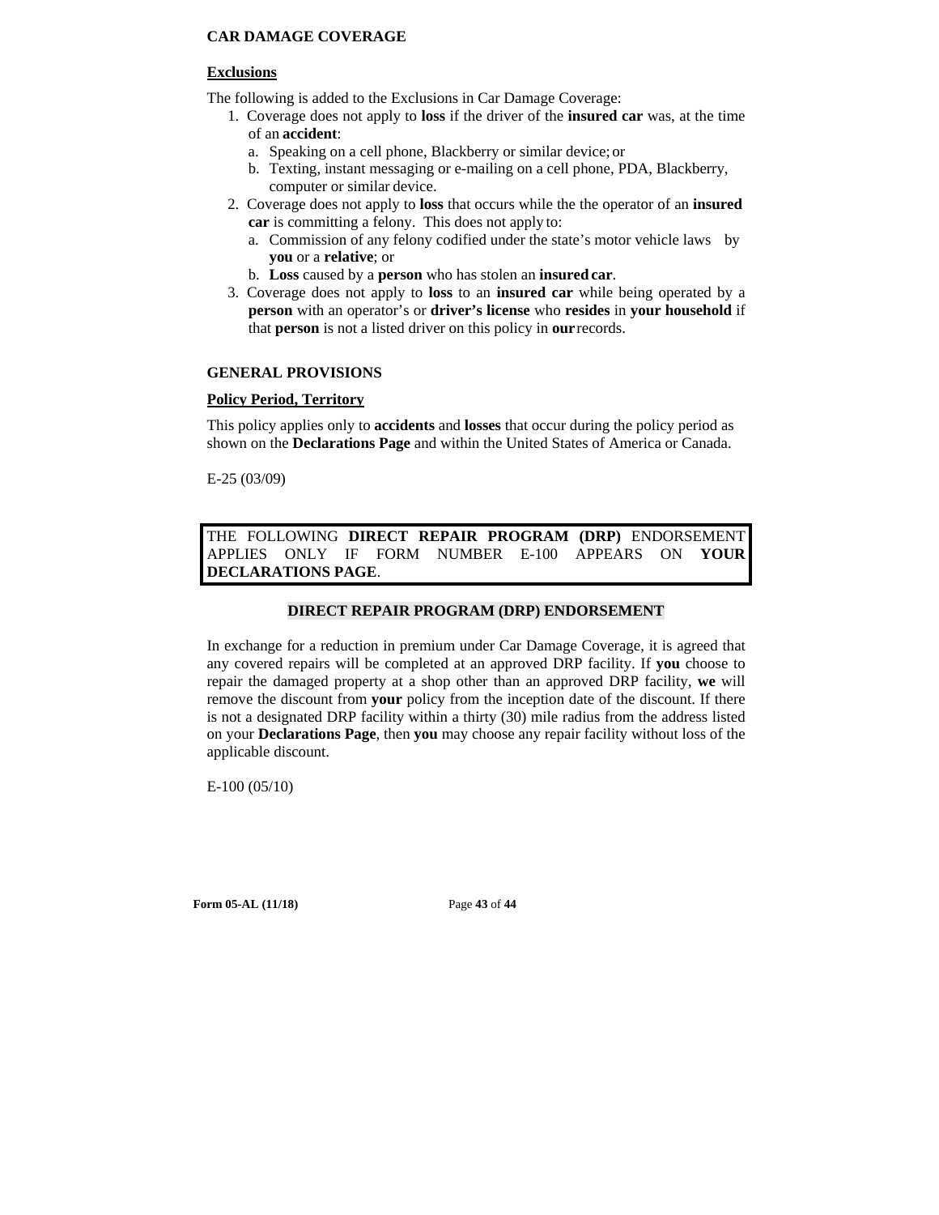**CAR DAMAGE COVERAGE**

**Exclusions**

The following is added to the Exclusions in Car Damage Coverage:

1. Coverage does not apply to **loss** if the driver of the **insured car** was, at the time of an **accident**:
   a. Speaking on a cell phone, Blackberry or similar device; or
   b. Texting, instant messaging or e-mailing on a cell phone, PDA, Blackberry, computer or similar device.
2. Coverage does not apply to **loss** that occurs while the the operator of an **insured car** is committing a felony. This does not apply to:
   a. Commission of any felony codified under the state's motor vehicle laws by **you** or a **relative**; or
   b. **Loss** caused by a **person** who has stolen an **insured car**.
3. Coverage does not apply to **loss** to an **insured car** while being operated by a **person** with an operator's or **driver's license** who **resides** in **your household** if that **person** is not a listed driver on this policy in **our** records.

**GENERAL PROVISIONS**

**Policy Period, Territory**

This policy applies only to **accidents** and **losses** that occur during the policy period as shown on the **Declarations Page** and within the United States of America or Canada.

E-25 (03/09)

THE FOLLOWING **DIRECT REPAIR PROGRAM (DRP)** ENDORSEMENT APPLIES ONLY IF FORM NUMBER E-100 APPEARS ON **YOUR DECLARATIONS PAGE**.

**DIRECT REPAIR PROGRAM (DRP) ENDORSEMENT**

In exchange for a reduction in premium under Car Damage Coverage, it is agreed that any covered repairs will be completed at an approved DRP facility. If **you** choose to repair the damaged property at a shop other than an approved DRP facility, **we** will remove the discount from **your** policy from the inception date of the discount. If there is not a designated DRP facility within a thirty (30) mile radius from the address listed on your **Declarations Page**, then **you** may choose any repair facility without loss of the applicable discount.

E-100 (05/10)

**Form 05-AL (11/18)**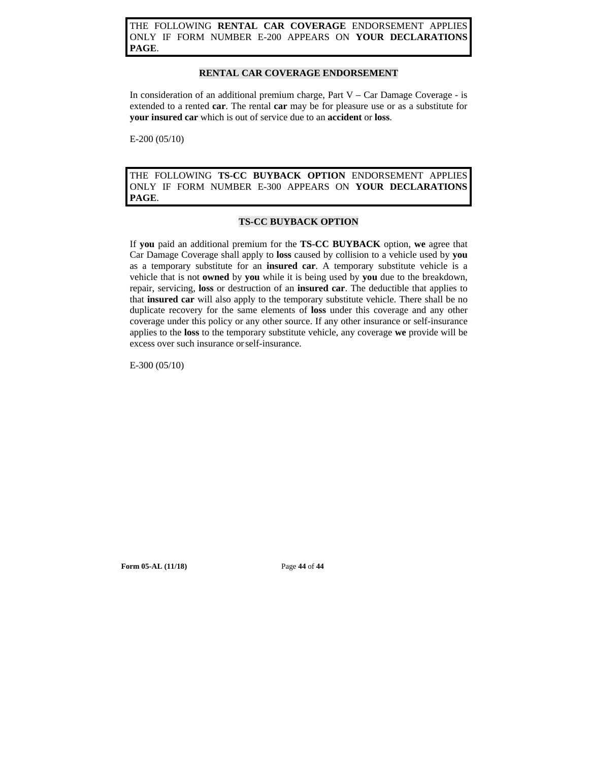THE FOLLOWING **RENTAL CAR COVERAGE** ENDORSEMENT APPLIES ONLY IF FORM NUMBER E-200 APPEARS ON **YOUR DECLARATIONS PAGE**.

## RENTAL CAR COVERAGE ENDORSEMENT

In consideration of an additional premium charge, Part V – Car Damage Coverage - is extended to a rented **car**. The rental **car** may be for pleasure use or as a substitute for **your insured car** which is out of service due to an **accident** or **loss**.

E-200 (05/10)

THE FOLLOWING **TS-CC BUYBACK OPTION** ENDORSEMENT APPLIES ONLY IF FORM NUMBER E-300 APPEARS ON **YOUR DECLARATIONS PAGE**.

## TS-CC BUYBACK OPTION

If **you** paid an additional premium for the **TS-CC BUYBACK** option, **we** agree that Car Damage Coverage shall apply to **loss** caused by collision to a vehicle used by **you** as a temporary substitute for an **insured car**. A temporary substitute vehicle is a vehicle that is not **owned** by **you** while it is being used by **you** due to the breakdown, repair, servicing, **loss** or destruction of an **insured car**. The deductible that applies to that **insured car** will also apply to the temporary substitute vehicle. There shall be no duplicate recovery for the same elements of **loss** under this coverage and any other coverage under this policy or any other source. If any other insurance or self-insurance applies to the **loss** to the temporary substitute vehicle, any coverage **we** provide will be excess over such insurance or self-insurance.

E-300 (05/10)